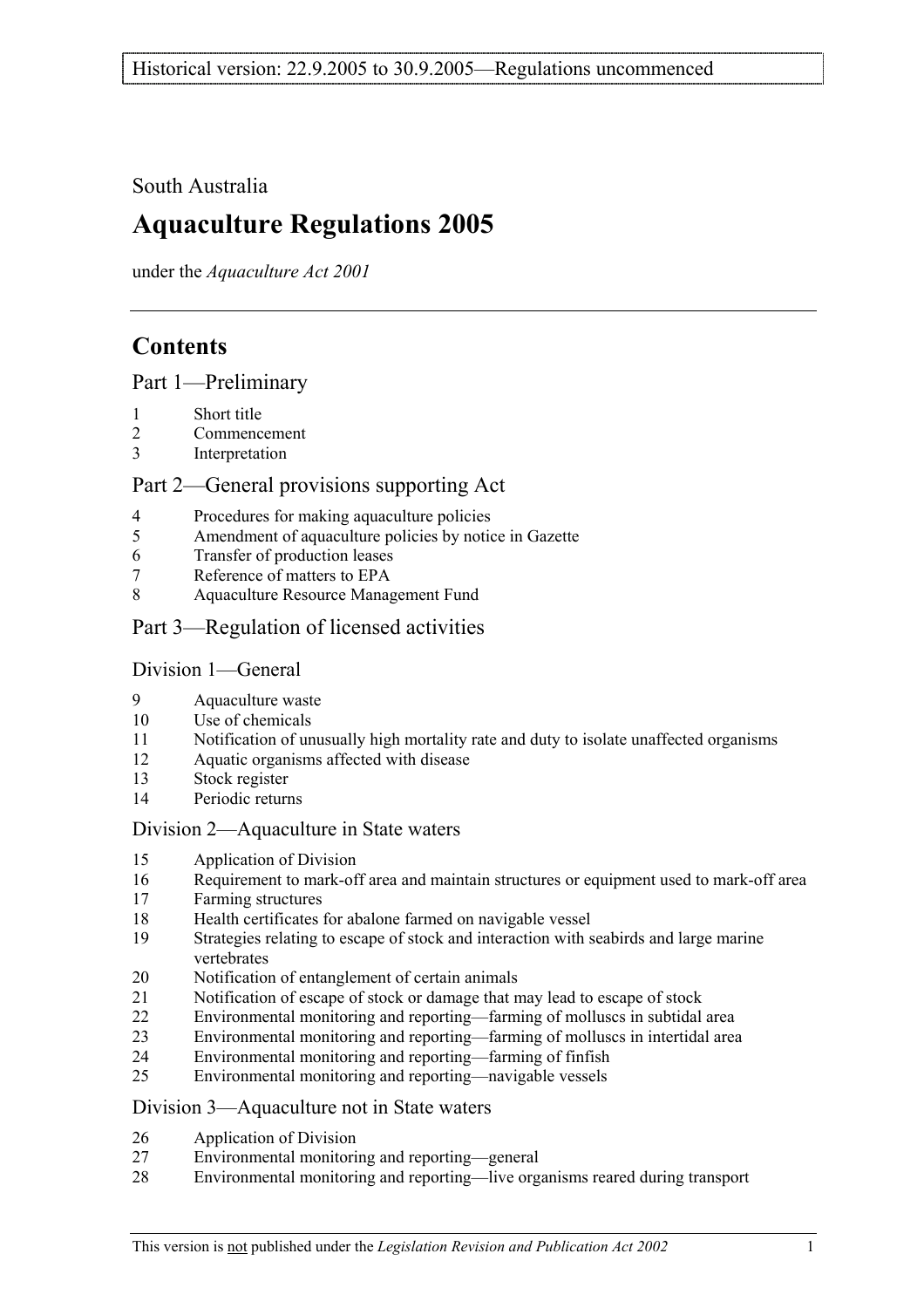South Australia

# Aquaculture Regulations 2005

under the *Aquaculture Act 2001*

## Contents

### Part 1—Preliminary

1 Short title
2 Commencement
3 Interpretation

### Part 2—General provisions supporting Act

4 Procedures for making aquaculture policies
5 Amendment of aquaculture policies by notice in Gazette
6 Transfer of production leases
7 Reference of matters to EPA
8 Aquaculture Resource Management Fund

### Part 3—Regulation of licensed activities

#### Division 1—General

9 Aquaculture waste
10 Use of chemicals
11 Notification of unusually high mortality rate and duty to isolate unaffected organisms
12 Aquatic organisms affected with disease
13 Stock register
14 Periodic returns

#### Division 2—Aquaculture in State waters

15 Application of Division
16 Requirement to mark-off area and maintain structures or equipment used to mark-off area
17 Farming structures
18 Health certificates for abalone farmed on navigable vessel
19 Strategies relating to escape of stock and interaction with seabirds and large marine vertebrates
20 Notification of entanglement of certain animals
21 Notification of escape of stock or damage that may lead to escape of stock
22 Environmental monitoring and reporting—farming of molluscs in subtidal area
23 Environmental monitoring and reporting—farming of molluscs in intertidal area
24 Environmental monitoring and reporting—farming of finfish
25 Environmental monitoring and reporting—navigable vessels

#### Division 3—Aquaculture not in State waters

26 Application of Division
27 Environmental monitoring and reporting—general
28 Environmental monitoring and reporting—live organisms reared during transport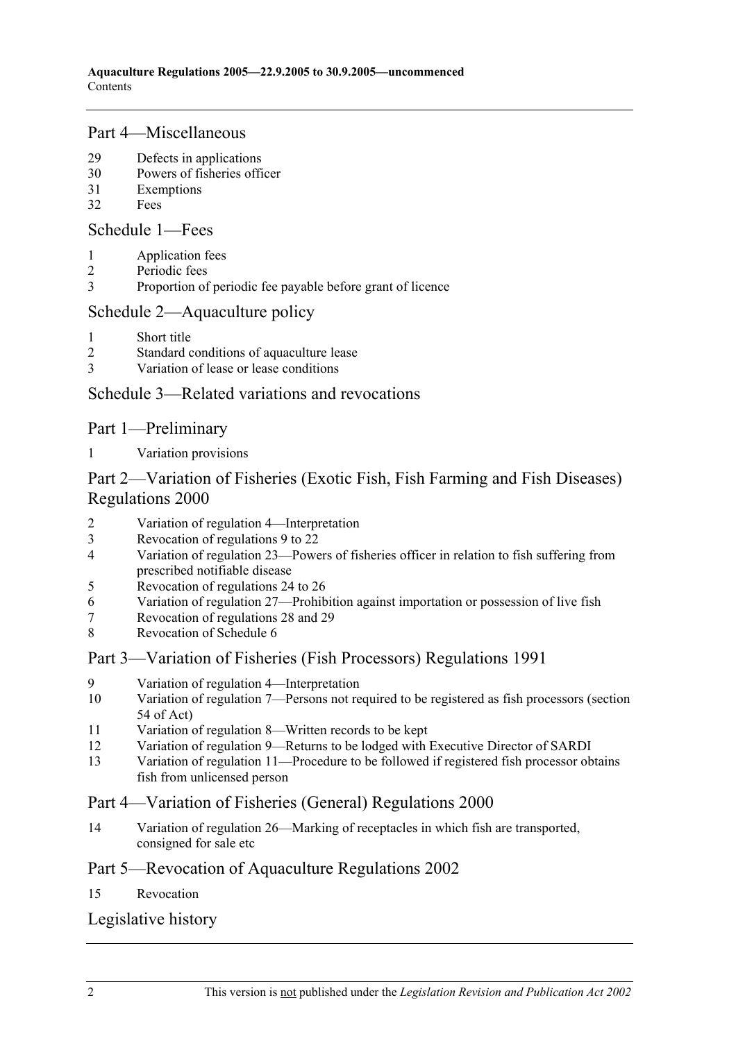## Part 4—Miscellaneous

29 Defects in applications
30 Powers of fisheries officer
31 Exemptions
32 Fees

## Schedule 1—Fees

1 Application fees
2 Periodic fees
3 Proportion of periodic fee payable before grant of licence

## Schedule 2—Aquaculture policy

1 Short title
2 Standard conditions of aquaculture lease
3 Variation of lease or lease conditions

## Schedule 3—Related variations and revocations

## Part 1—Preliminary

1 Variation provisions

## Part 2—Variation of Fisheries (Exotic Fish, Fish Farming and Fish Diseases) Regulations 2000

2 Variation of regulation 4—Interpretation
3 Revocation of regulations 9 to 22
4 Variation of regulation 23—Powers of fisheries officer in relation to fish suffering from prescribed notifiable disease
5 Revocation of regulations 24 to 26
6 Variation of regulation 27—Prohibition against importation or possession of live fish
7 Revocation of regulations 28 and 29
8 Revocation of Schedule 6

## Part 3—Variation of Fisheries (Fish Processors) Regulations 1991

9 Variation of regulation 4—Interpretation
10 Variation of regulation 7—Persons not required to be registered as fish processors (section 54 of Act)
11 Variation of regulation 8—Written records to be kept
12 Variation of regulation 9—Returns to be lodged with Executive Director of SARDI
13 Variation of regulation 11—Procedure to be followed if registered fish processor obtains fish from unlicensed person

## Part 4—Variation of Fisheries (General) Regulations 2000

14 Variation of regulation 26—Marking of receptacles in which fish are transported, consigned for sale etc

## Part 5—Revocation of Aquaculture Regulations 2002

15 Revocation

## Legislative history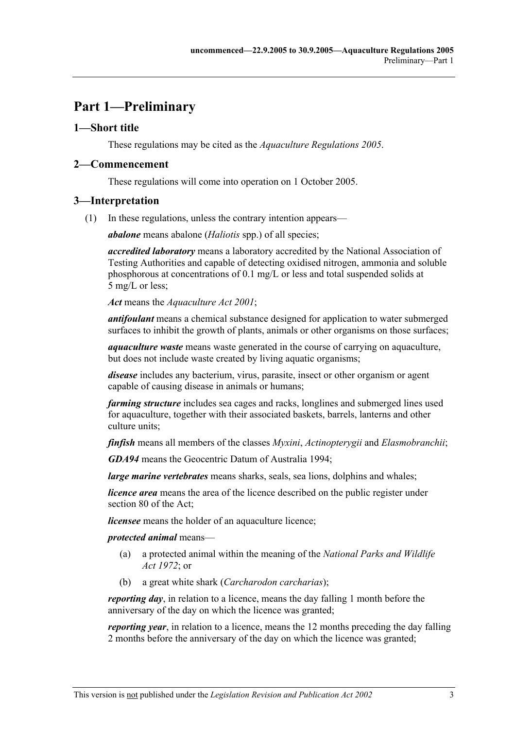# Part 1—Preliminary

## 1—Short title

These regulations may be cited as the *Aquaculture Regulations 2005*.

## 2—Commencement

These regulations will come into operation on 1 October 2005.

## 3—Interpretation

(1) In these regulations, unless the contrary intention appears—

***abalone*** means abalone (*Haliotis* spp.) of all species;

***accredited laboratory*** means a laboratory accredited by the National Association of Testing Authorities and capable of detecting oxidised nitrogen, ammonia and soluble phosphorous at concentrations of 0.1 mg/L or less and total suspended solids at 5 mg/L or less;

***Act*** means the *Aquaculture Act 2001*;

***antifoulant*** means a chemical substance designed for application to water submerged surfaces to inhibit the growth of plants, animals or other organisms on those surfaces;

***aquaculture waste*** means waste generated in the course of carrying on aquaculture, but does not include waste created by living aquatic organisms;

***disease*** includes any bacterium, virus, parasite, insect or other organism or agent capable of causing disease in animals or humans;

***farming structure*** includes sea cages and racks, longlines and submerged lines used for aquaculture, together with their associated baskets, barrels, lanterns and other culture units;

***finfish*** means all members of the classes *Myxini*, *Actinopterygii* and *Elasmobranchii*;

***GDA94*** means the Geocentric Datum of Australia 1994;

***large marine vertebrates*** means sharks, seals, sea lions, dolphins and whales;

***licence area*** means the area of the licence described on the public register under section 80 of the Act;

***licensee*** means the holder of an aquaculture licence;

***protected animal*** means—

(a) a protected animal within the meaning of the *National Parks and Wildlife Act 1972*; or

(b) a great white shark (*Carcharodon carcharias*);

***reporting day***, in relation to a licence, means the day falling 1 month before the anniversary of the day on which the licence was granted;

***reporting year***, in relation to a licence, means the 12 months preceding the day falling 2 months before the anniversary of the day on which the licence was granted;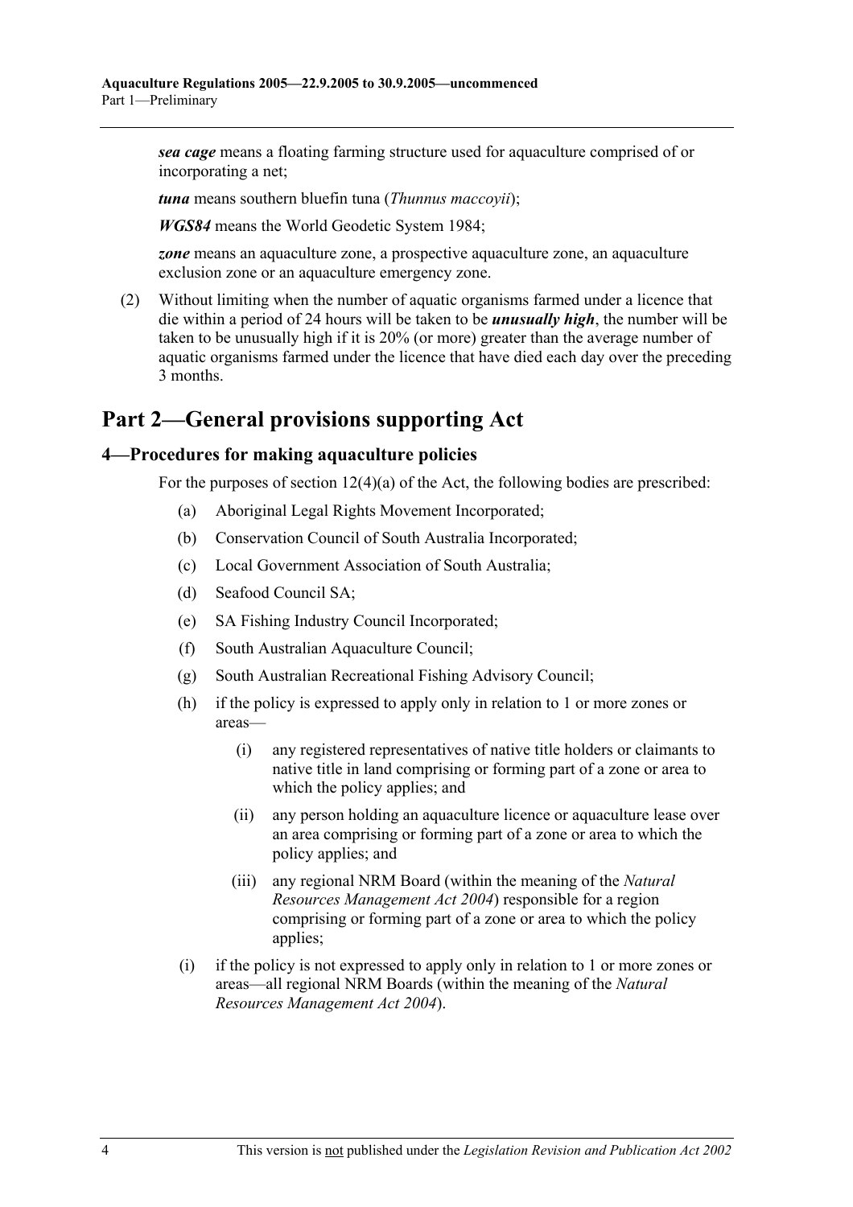***sea cage*** means a floating farming structure used for aquaculture comprised of or incorporating a net;

***tuna*** means southern bluefin tuna (*Thunnus maccoyii*);

***WGS84*** means the World Geodetic System 1984;

***zone*** means an aquaculture zone, a prospective aquaculture zone, an aquaculture exclusion zone or an aquaculture emergency zone.

(2) Without limiting when the number of aquatic organisms farmed under a licence that die within a period of 24 hours will be taken to be ***unusually high***, the number will be taken to be unusually high if it is 20% (or more) greater than the average number of aquatic organisms farmed under the licence that have died each day over the preceding 3 months.

# Part 2—General provisions supporting Act

## 4—Procedures for making aquaculture policies

For the purposes of section 12(4)(a) of the Act, the following bodies are prescribed:

(a) Aboriginal Legal Rights Movement Incorporated;

(b) Conservation Council of South Australia Incorporated;

(c) Local Government Association of South Australia;

(d) Seafood Council SA;

(e) SA Fishing Industry Council Incorporated;

(f) South Australian Aquaculture Council;

(g) South Australian Recreational Fishing Advisory Council;

(h) if the policy is expressed to apply only in relation to 1 or more zones or areas—

(i) any registered representatives of native title holders or claimants to native title in land comprising or forming part of a zone or area to which the policy applies; and

(ii) any person holding an aquaculture licence or aquaculture lease over an area comprising or forming part of a zone or area to which the policy applies; and

(iii) any regional NRM Board (within the meaning of the *Natural Resources Management Act 2004*) responsible for a region comprising or forming part of a zone or area to which the policy applies;

(i) if the policy is not expressed to apply only in relation to 1 or more zones or areas—all regional NRM Boards (within the meaning of the *Natural Resources Management Act 2004*).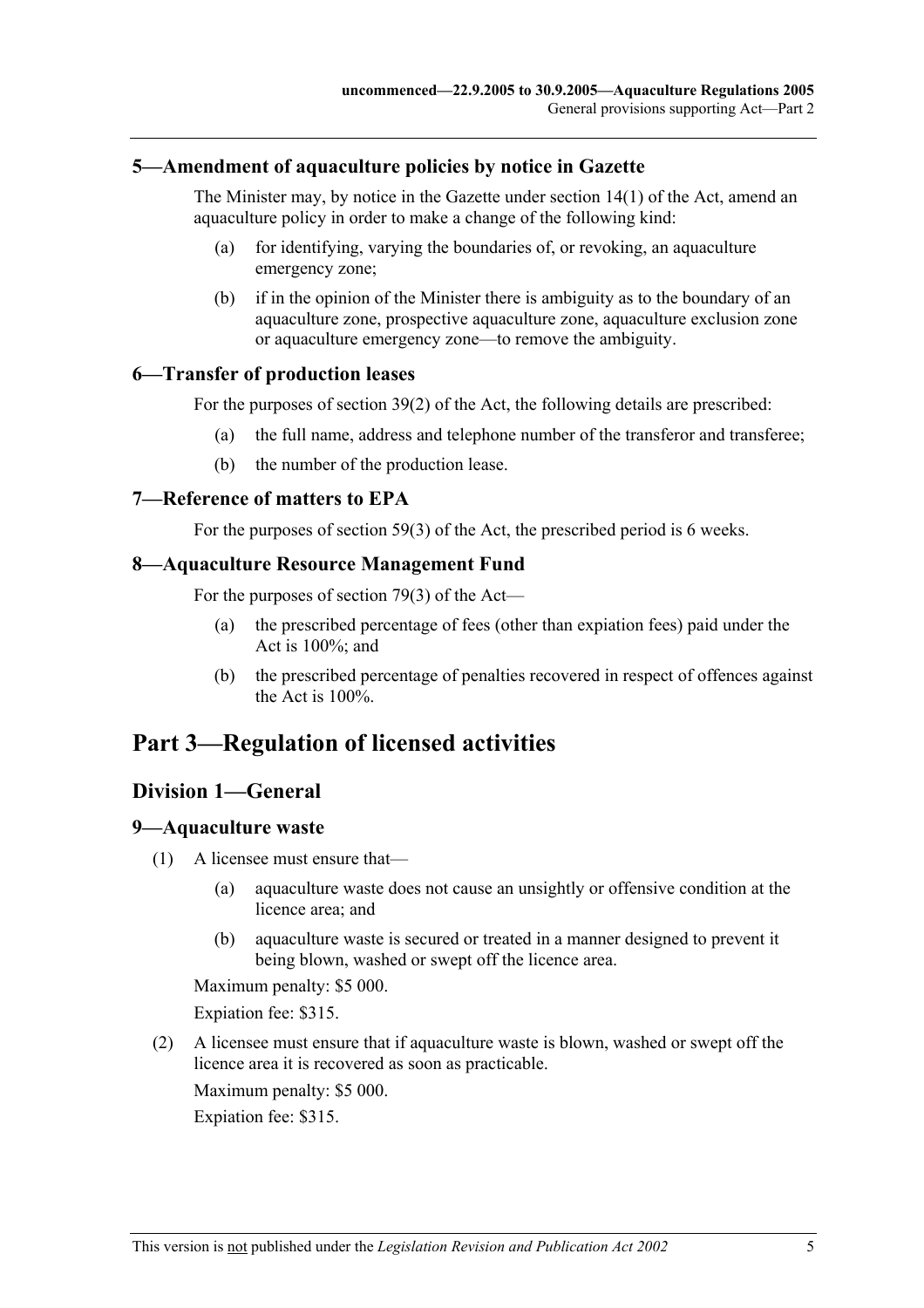### 5—Amendment of aquaculture policies by notice in Gazette

The Minister may, by notice in the Gazette under section 14(1) of the Act, amend an aquaculture policy in order to make a change of the following kind:

(a) for identifying, varying the boundaries of, or revoking, an aquaculture emergency zone;

(b) if in the opinion of the Minister there is ambiguity as to the boundary of an aquaculture zone, prospective aquaculture zone, aquaculture exclusion zone or aquaculture emergency zone—to remove the ambiguity.

### 6—Transfer of production leases

For the purposes of section 39(2) of the Act, the following details are prescribed:

(a) the full name, address and telephone number of the transferor and transferee;

(b) the number of the production lease.

### 7—Reference of matters to EPA

For the purposes of section 59(3) of the Act, the prescribed period is 6 weeks.

### 8—Aquaculture Resource Management Fund

For the purposes of section 79(3) of the Act—

(a) the prescribed percentage of fees (other than expiation fees) paid under the Act is 100%; and

(b) the prescribed percentage of penalties recovered in respect of offences against the Act is 100%.

# Part 3—Regulation of licensed activities

## Division 1—General

### 9—Aquaculture waste

(1) A licensee must ensure that—

(a) aquaculture waste does not cause an unsightly or offensive condition at the licence area; and

(b) aquaculture waste is secured or treated in a manner designed to prevent it being blown, washed or swept off the licence area.

Maximum penalty: $5 000.

Expiation fee: $315.

(2) A licensee must ensure that if aquaculture waste is blown, washed or swept off the licence area it is recovered as soon as practicable.

Maximum penalty: $5 000.

Expiation fee: $315.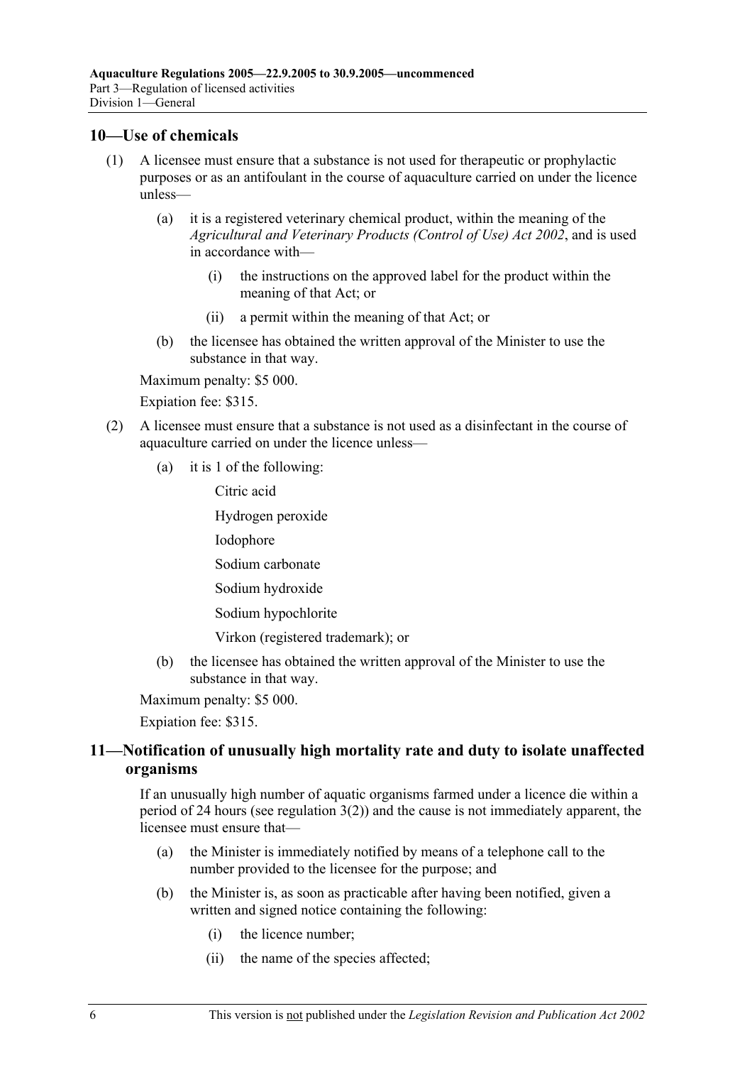## 10—Use of chemicals

(1) A licensee must ensure that a substance is not used for therapeutic or prophylactic purposes or as an antifoulant in the course of aquaculture carried on under the licence unless—

(a) it is a registered veterinary chemical product, within the meaning of the *Agricultural and Veterinary Products (Control of Use) Act 2002*, and is used in accordance with—

(i) the instructions on the approved label for the product within the meaning of that Act; or

(ii) a permit within the meaning of that Act; or

(b) the licensee has obtained the written approval of the Minister to use the substance in that way.

Maximum penalty: $5 000.

Expiation fee: $315.

(2) A licensee must ensure that a substance is not used as a disinfectant in the course of aquaculture carried on under the licence unless—

(a) it is 1 of the following:

Citric acid

Hydrogen peroxide

Iodophore

Sodium carbonate

Sodium hydroxide

Sodium hypochlorite

Virkon (registered trademark); or

(b) the licensee has obtained the written approval of the Minister to use the substance in that way.

Maximum penalty: $5 000.

Expiation fee: $315.

## 11—Notification of unusually high mortality rate and duty to isolate unaffected organisms

If an unusually high number of aquatic organisms farmed under a licence die within a period of 24 hours (see regulation 3(2)) and the cause is not immediately apparent, the licensee must ensure that—

(a) the Minister is immediately notified by means of a telephone call to the number provided to the licensee for the purpose; and

(b) the Minister is, as soon as practicable after having been notified, given a written and signed notice containing the following:

(i) the licence number;

(ii) the name of the species affected;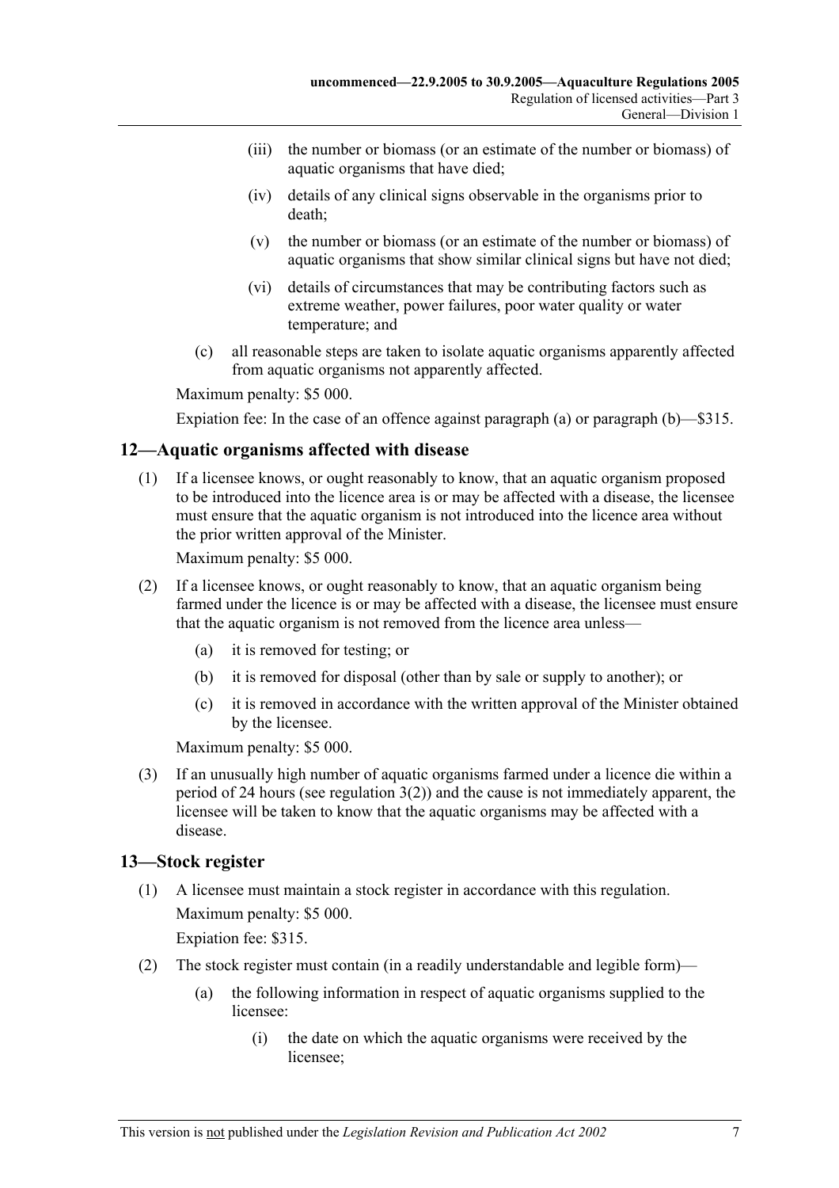(iii) the number or biomass (or an estimate of the number or biomass) of aquatic organisms that have died;

(iv) details of any clinical signs observable in the organisms prior to death;

(v) the number or biomass (or an estimate of the number or biomass) of aquatic organisms that show similar clinical signs but have not died;

(vi) details of circumstances that may be contributing factors such as extreme weather, power failures, poor water quality or water temperature; and

(c) all reasonable steps are taken to isolate aquatic organisms apparently affected from aquatic organisms not apparently affected.

Maximum penalty: $5 000.

Expiation fee: In the case of an offence against paragraph (a) or paragraph (b)—$315.

## 12—Aquatic organisms affected with disease

(1) If a licensee knows, or ought reasonably to know, that an aquatic organism proposed to be introduced into the licence area is or may be affected with a disease, the licensee must ensure that the aquatic organism is not introduced into the licence area without the prior written approval of the Minister.

Maximum penalty: $5 000.

(2) If a licensee knows, or ought reasonably to know, that an aquatic organism being farmed under the licence is or may be affected with a disease, the licensee must ensure that the aquatic organism is not removed from the licence area unless—

(a) it is removed for testing; or

(b) it is removed for disposal (other than by sale or supply to another); or

(c) it is removed in accordance with the written approval of the Minister obtained by the licensee.

Maximum penalty: $5 000.

(3) If an unusually high number of aquatic organisms farmed under a licence die within a period of 24 hours (see regulation 3(2)) and the cause is not immediately apparent, the licensee will be taken to know that the aquatic organisms may be affected with a disease.

## 13—Stock register

(1) A licensee must maintain a stock register in accordance with this regulation.

Maximum penalty: $5 000.

Expiation fee: $315.

(2) The stock register must contain (in a readily understandable and legible form)—

(a) the following information in respect of aquatic organisms supplied to the licensee:

(i) the date on which the aquatic organisms were received by the licensee;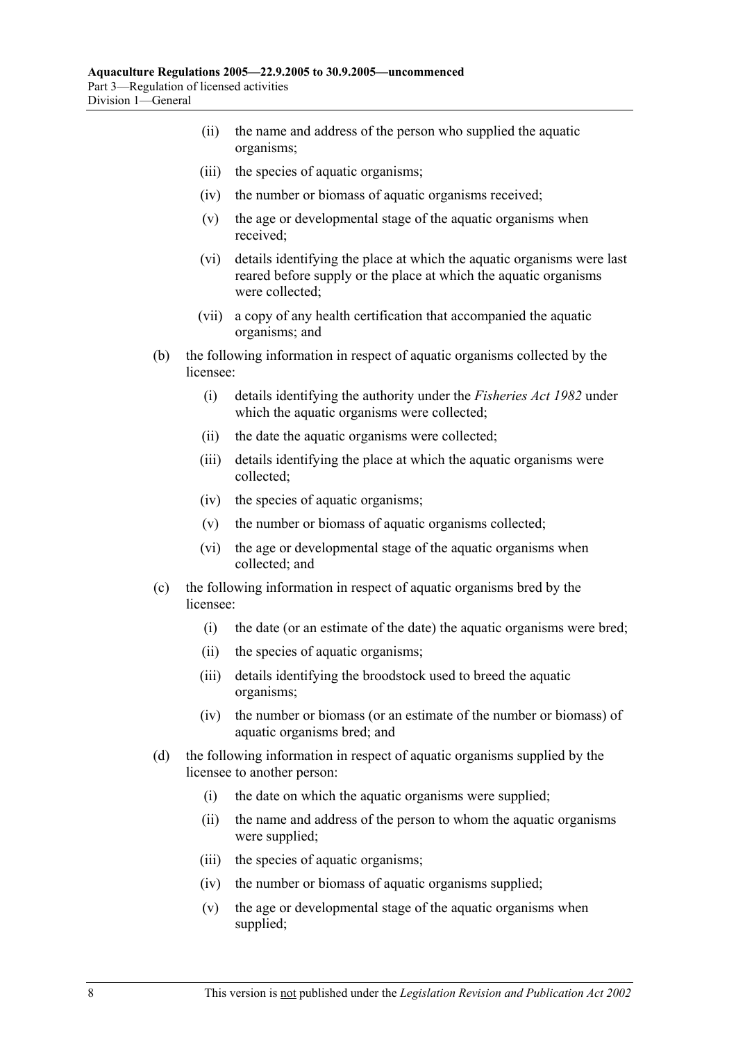- (ii) the name and address of the person who supplied the aquatic organisms;
- (iii) the species of aquatic organisms;
- (iv) the number or biomass of aquatic organisms received;
- (v) the age or developmental stage of the aquatic organisms when received;
- (vi) details identifying the place at which the aquatic organisms were last reared before supply or the place at which the aquatic organisms were collected;
- (vii) a copy of any health certification that accompanied the aquatic organisms; and

(b) the following information in respect of aquatic organisms collected by the licensee:

- (i) details identifying the authority under the *Fisheries Act 1982* under which the aquatic organisms were collected;
- (ii) the date the aquatic organisms were collected;
- (iii) details identifying the place at which the aquatic organisms were collected;
- (iv) the species of aquatic organisms;
- (v) the number or biomass of aquatic organisms collected;
- (vi) the age or developmental stage of the aquatic organisms when collected; and

(c) the following information in respect of aquatic organisms bred by the licensee:

- (i) the date (or an estimate of the date) the aquatic organisms were bred;
- (ii) the species of aquatic organisms;
- (iii) details identifying the broodstock used to breed the aquatic organisms;
- (iv) the number or biomass (or an estimate of the number or biomass) of aquatic organisms bred; and

(d) the following information in respect of aquatic organisms supplied by the licensee to another person:

- (i) the date on which the aquatic organisms were supplied;
- (ii) the name and address of the person to whom the aquatic organisms were supplied;
- (iii) the species of aquatic organisms;
- (iv) the number or biomass of aquatic organisms supplied;
- (v) the age or developmental stage of the aquatic organisms when supplied;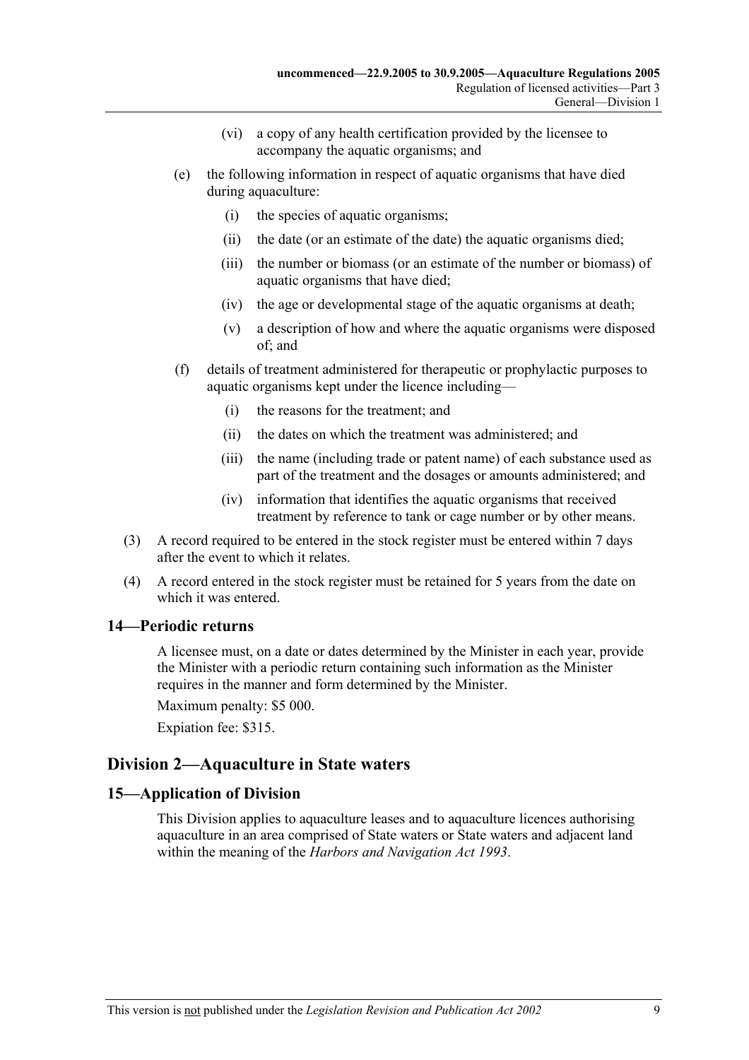(vi) a copy of any health certification provided by the licensee to accompany the aquatic organisms; and

(e) the following information in respect of aquatic organisms that have died during aquaculture:

(i) the species of aquatic organisms;

(ii) the date (or an estimate of the date) the aquatic organisms died;

(iii) the number or biomass (or an estimate of the number or biomass) of aquatic organisms that have died;

(iv) the age or developmental stage of the aquatic organisms at death;

(v) a description of how and where the aquatic organisms were disposed of; and

(f) details of treatment administered for therapeutic or prophylactic purposes to aquatic organisms kept under the licence including—

(i) the reasons for the treatment; and

(ii) the dates on which the treatment was administered; and

(iii) the name (including trade or patent name) of each substance used as part of the treatment and the dosages or amounts administered; and

(iv) information that identifies the aquatic organisms that received treatment by reference to tank or cage number or by other means.

(3) A record required to be entered in the stock register must be entered within 7 days after the event to which it relates.

(4) A record entered in the stock register must be retained for 5 years from the date on which it was entered.

### 14—Periodic returns

A licensee must, on a date or dates determined by the Minister in each year, provide the Minister with a periodic return containing such information as the Minister requires in the manner and form determined by the Minister.

Maximum penalty: $5 000.

Expiation fee: $315.

## Division 2—Aquaculture in State waters

### 15—Application of Division

This Division applies to aquaculture leases and to aquaculture licences authorising aquaculture in an area comprised of State waters or State waters and adjacent land within the meaning of the *Harbors and Navigation Act 1993*.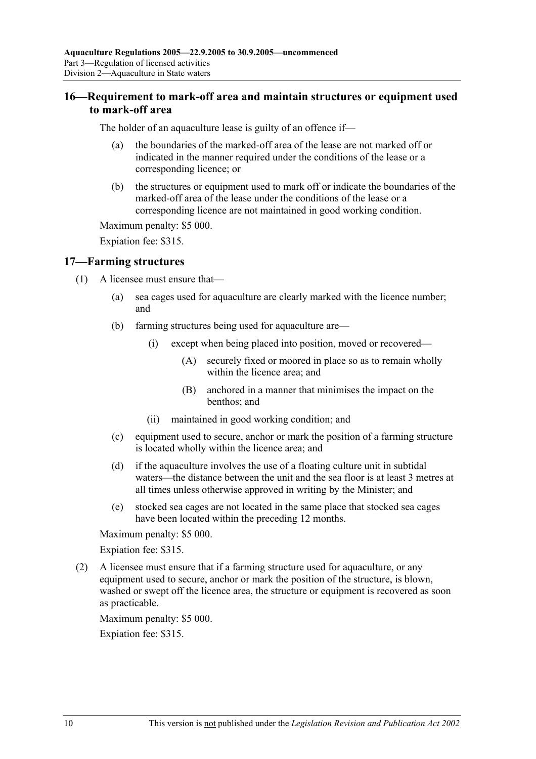## 16—Requirement to mark-off area and maintain structures or equipment used to mark-off area

The holder of an aquaculture lease is guilty of an offence if—

(a) the boundaries of the marked-off area of the lease are not marked off or indicated in the manner required under the conditions of the lease or a corresponding licence; or

(b) the structures or equipment used to mark off or indicate the boundaries of the marked-off area of the lease under the conditions of the lease or a corresponding licence are not maintained in good working condition.

Maximum penalty: $5 000.

Expiation fee: $315.

## 17—Farming structures

(1) A licensee must ensure that—

(a) sea cages used for aquaculture are clearly marked with the licence number; and

(b) farming structures being used for aquaculture are—

(i) except when being placed into position, moved or recovered—

(A) securely fixed or moored in place so as to remain wholly within the licence area; and

(B) anchored in a manner that minimises the impact on the benthos; and

(ii) maintained in good working condition; and

(c) equipment used to secure, anchor or mark the position of a farming structure is located wholly within the licence area; and

(d) if the aquaculture involves the use of a floating culture unit in subtidal waters—the distance between the unit and the sea floor is at least 3 metres at all times unless otherwise approved in writing by the Minister; and

(e) stocked sea cages are not located in the same place that stocked sea cages have been located within the preceding 12 months.

Maximum penalty: $5 000.

Expiation fee: $315.

(2) A licensee must ensure that if a farming structure used for aquaculture, or any equipment used to secure, anchor or mark the position of the structure, is blown, washed or swept off the licence area, the structure or equipment is recovered as soon as practicable.

Maximum penalty: $5 000.

Expiation fee: $315.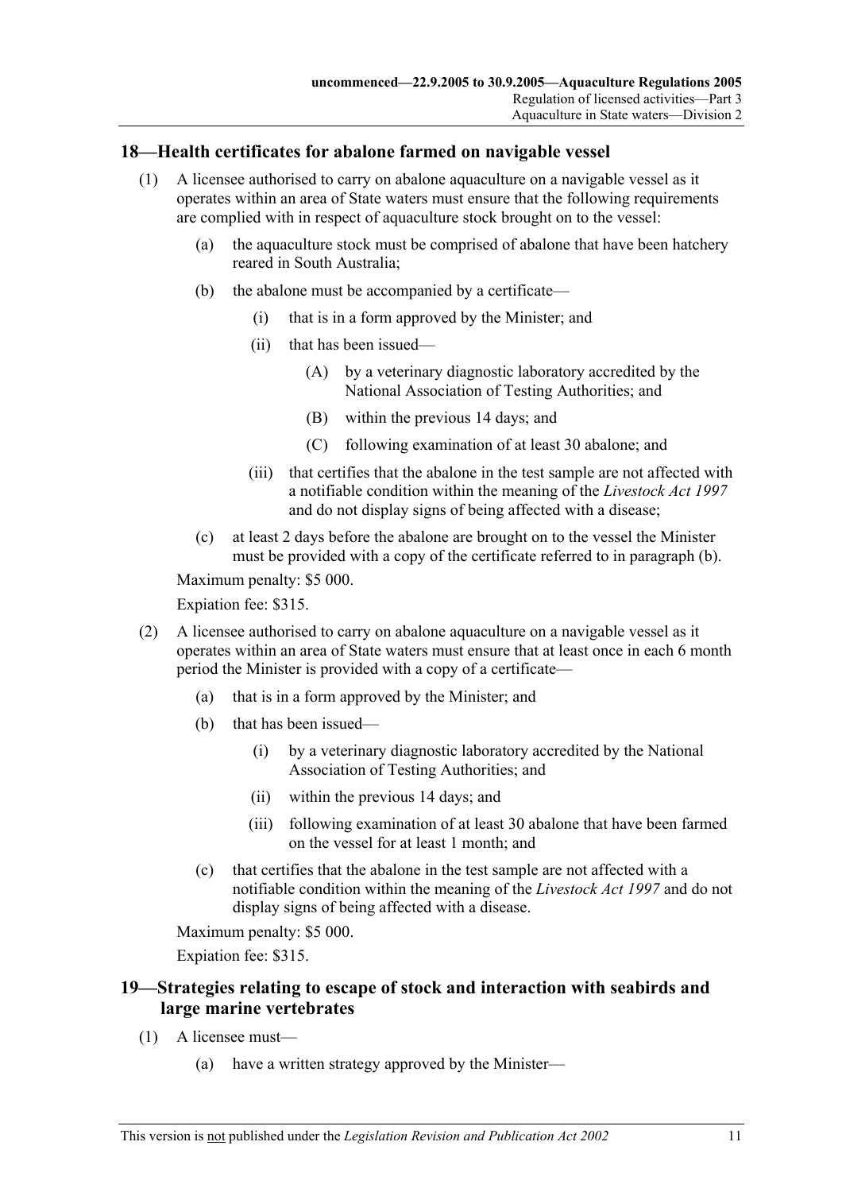## 18—Health certificates for abalone farmed on navigable vessel

(1) A licensee authorised to carry on abalone aquaculture on a navigable vessel as it operates within an area of State waters must ensure that the following requirements are complied with in respect of aquaculture stock brought on to the vessel:

(a) the aquaculture stock must be comprised of abalone that have been hatchery reared in South Australia;

(b) the abalone must be accompanied by a certificate—

(i) that is in a form approved by the Minister; and

(ii) that has been issued—

(A) by a veterinary diagnostic laboratory accredited by the National Association of Testing Authorities; and

(B) within the previous 14 days; and

(C) following examination of at least 30 abalone; and

(iii) that certifies that the abalone in the test sample are not affected with a notifiable condition within the meaning of the *Livestock Act 1997* and do not display signs of being affected with a disease;

(c) at least 2 days before the abalone are brought on to the vessel the Minister must be provided with a copy of the certificate referred to in paragraph (b).

Maximum penalty: $5 000.

Expiation fee: $315.

(2) A licensee authorised to carry on abalone aquaculture on a navigable vessel as it operates within an area of State waters must ensure that at least once in each 6 month period the Minister is provided with a copy of a certificate—

(a) that is in a form approved by the Minister; and

(b) that has been issued—

(i) by a veterinary diagnostic laboratory accredited by the National Association of Testing Authorities; and

(ii) within the previous 14 days; and

(iii) following examination of at least 30 abalone that have been farmed on the vessel for at least 1 month; and

(c) that certifies that the abalone in the test sample are not affected with a notifiable condition within the meaning of the *Livestock Act 1997* and do not display signs of being affected with a disease.

Maximum penalty: $5 000.

Expiation fee: $315.

## 19—Strategies relating to escape of stock and interaction with seabirds and large marine vertebrates

(1) A licensee must—

(a) have a written strategy approved by the Minister—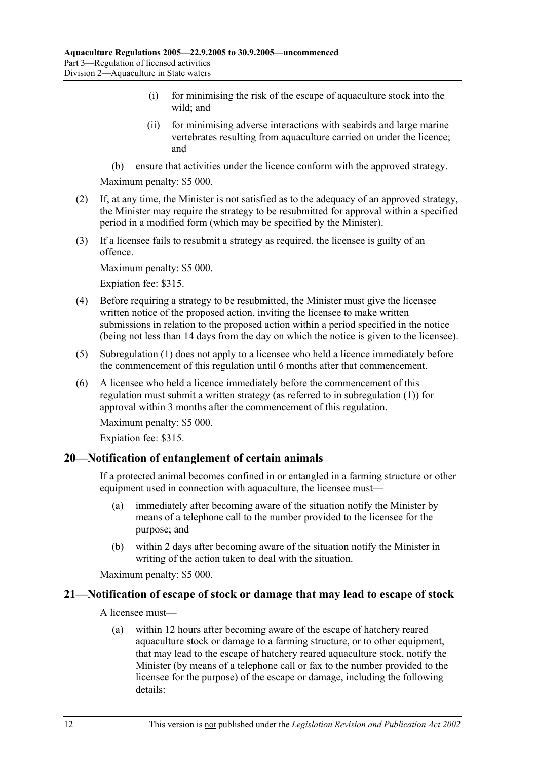(i) for minimising the risk of the escape of aquaculture stock into the wild; and

(ii) for minimising adverse interactions with seabirds and large marine vertebrates resulting from aquaculture carried on under the licence; and

(b) ensure that activities under the licence conform with the approved strategy.

Maximum penalty: $5 000.

(2) If, at any time, the Minister is not satisfied as to the adequacy of an approved strategy, the Minister may require the strategy to be resubmitted for approval within a specified period in a modified form (which may be specified by the Minister).

(3) If a licensee fails to resubmit a strategy as required, the licensee is guilty of an offence.

Maximum penalty: $5 000.

Expiation fee: $315.

(4) Before requiring a strategy to be resubmitted, the Minister must give the licensee written notice of the proposed action, inviting the licensee to make written submissions in relation to the proposed action within a period specified in the notice (being not less than 14 days from the day on which the notice is given to the licensee).

(5) Subregulation (1) does not apply to a licensee who held a licence immediately before the commencement of this regulation until 6 months after that commencement.

(6) A licensee who held a licence immediately before the commencement of this regulation must submit a written strategy (as referred to in subregulation (1)) for approval within 3 months after the commencement of this regulation.

Maximum penalty: $5 000.

Expiation fee: $315.

## 20—Notification of entanglement of certain animals

If a protected animal becomes confined in or entangled in a farming structure or other equipment used in connection with aquaculture, the licensee must—

(a) immediately after becoming aware of the situation notify the Minister by means of a telephone call to the number provided to the licensee for the purpose; and

(b) within 2 days after becoming aware of the situation notify the Minister in writing of the action taken to deal with the situation.

Maximum penalty: $5 000.

## 21—Notification of escape of stock or damage that may lead to escape of stock

A licensee must—

(a) within 12 hours after becoming aware of the escape of hatchery reared aquaculture stock or damage to a farming structure, or to other equipment, that may lead to the escape of hatchery reared aquaculture stock, notify the Minister (by means of a telephone call or fax to the number provided to the licensee for the purpose) of the escape or damage, including the following details: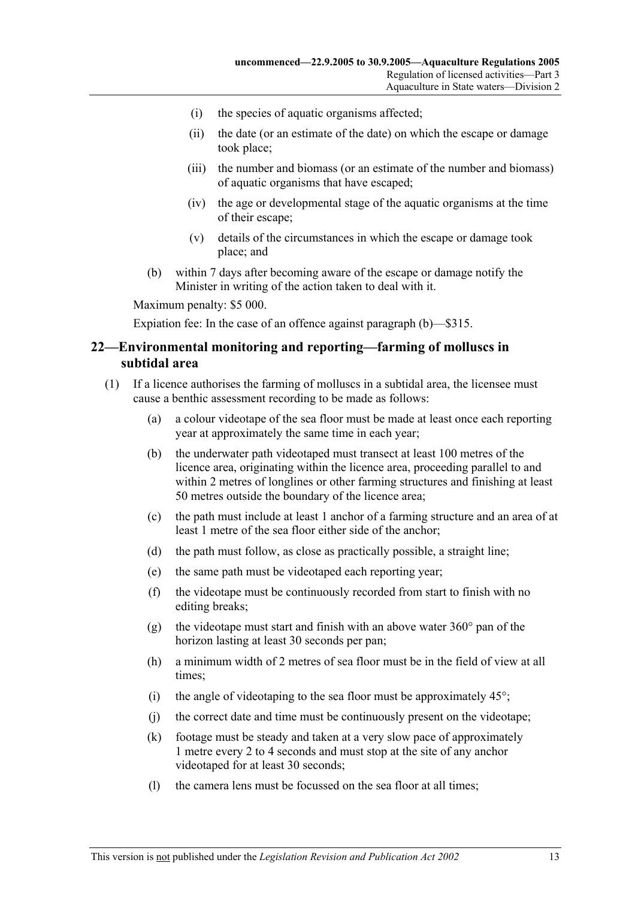- (i) the species of aquatic organisms affected;
- (ii) the date (or an estimate of the date) on which the escape or damage took place;
- (iii) the number and biomass (or an estimate of the number and biomass) of aquatic organisms that have escaped;
- (iv) the age or developmental stage of the aquatic organisms at the time of their escape;
- (v) details of the circumstances in which the escape or damage took place; and

(b) within 7 days after becoming aware of the escape or damage notify the Minister in writing of the action taken to deal with it.

Maximum penalty: $5 000.

Expiation fee: In the case of an offence against paragraph (b)—$315.

## 22—Environmental monitoring and reporting—farming of molluscs in subtidal area

(1) If a licence authorises the farming of molluscs in a subtidal area, the licensee must cause a benthic assessment recording to be made as follows:

- (a) a colour videotape of the sea floor must be made at least once each reporting year at approximately the same time in each year;
- (b) the underwater path videotaped must transect at least 100 metres of the licence area, originating within the licence area, proceeding parallel to and within 2 metres of longlines or other farming structures and finishing at least 50 metres outside the boundary of the licence area;
- (c) the path must include at least 1 anchor of a farming structure and an area of at least 1 metre of the sea floor either side of the anchor;
- (d) the path must follow, as close as practically possible, a straight line;
- (e) the same path must be videotaped each reporting year;
- (f) the videotape must be continuously recorded from start to finish with no editing breaks;
- (g) the videotape must start and finish with an above water 360° pan of the horizon lasting at least 30 seconds per pan;
- (h) a minimum width of 2 metres of sea floor must be in the field of view at all times;
- (i) the angle of videotaping to the sea floor must be approximately 45°;
- (j) the correct date and time must be continuously present on the videotape;
- (k) footage must be steady and taken at a very slow pace of approximately 1 metre every 2 to 4 seconds and must stop at the site of any anchor videotaped for at least 30 seconds;
- (l) the camera lens must be focussed on the sea floor at all times;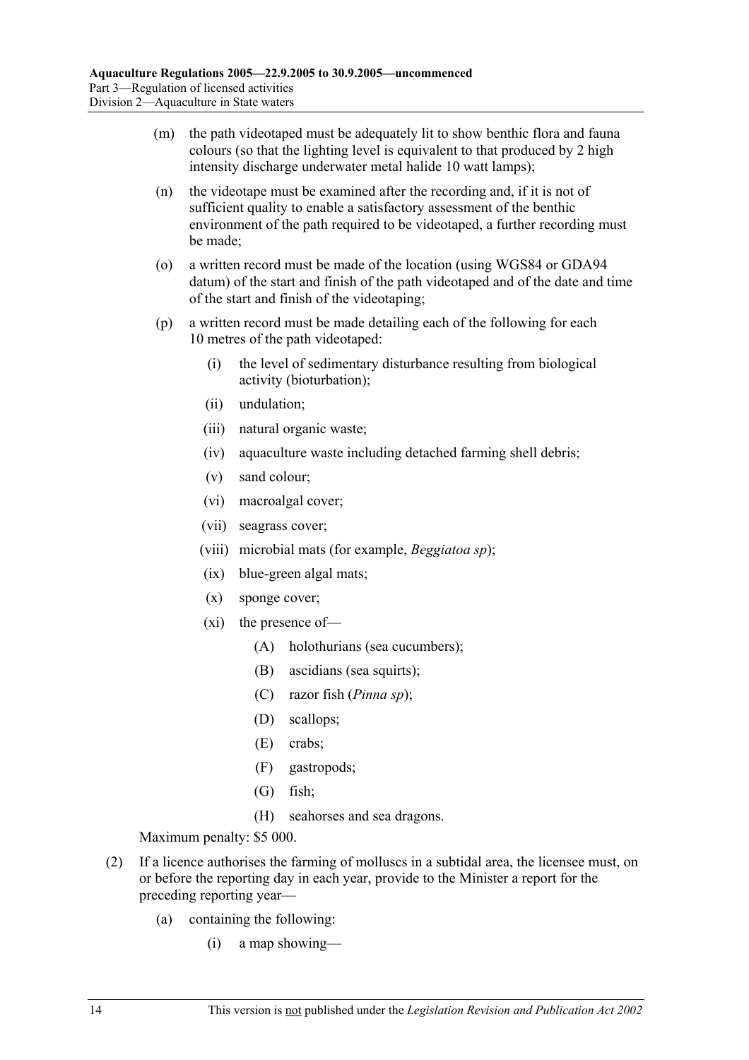(m) the path videotaped must be adequately lit to show benthic flora and fauna colours (so that the lighting level is equivalent to that produced by 2 high intensity discharge underwater metal halide 10 watt lamps);

(n) the videotape must be examined after the recording and, if it is not of sufficient quality to enable a satisfactory assessment of the benthic environment of the path required to be videotaped, a further recording must be made;

(o) a written record must be made of the location (using WGS84 or GDA94 datum) of the start and finish of the path videotaped and of the date and time of the start and finish of the videotaping;

(p) a written record must be made detailing each of the following for each 10 metres of the path videotaped:

- (i) the level of sedimentary disturbance resulting from biological activity (bioturbation);
- (ii) undulation;
- (iii) natural organic waste;
- (iv) aquaculture waste including detached farming shell debris;
- (v) sand colour;
- (vi) macroalgal cover;
- (vii) seagrass cover;
- (viii) microbial mats (for example, *Beggiatoa sp*);
- (ix) blue-green algal mats;
- (x) sponge cover;
- (xi) the presence of—
  - (A) holothurians (sea cucumbers);
  - (B) ascidians (sea squirts);
  - (C) razor fish (*Pinna sp*);
  - (D) scallops;
  - (E) crabs;
  - (F) gastropods;
  - (G) fish;
  - (H) seahorses and sea dragons.

Maximum penalty: $5 000.

(2) If a licence authorises the farming of molluscs in a subtidal area, the licensee must, on or before the reporting day in each year, provide to the Minister a report for the preceding reporting year—

(a) containing the following:

- (i) a map showing—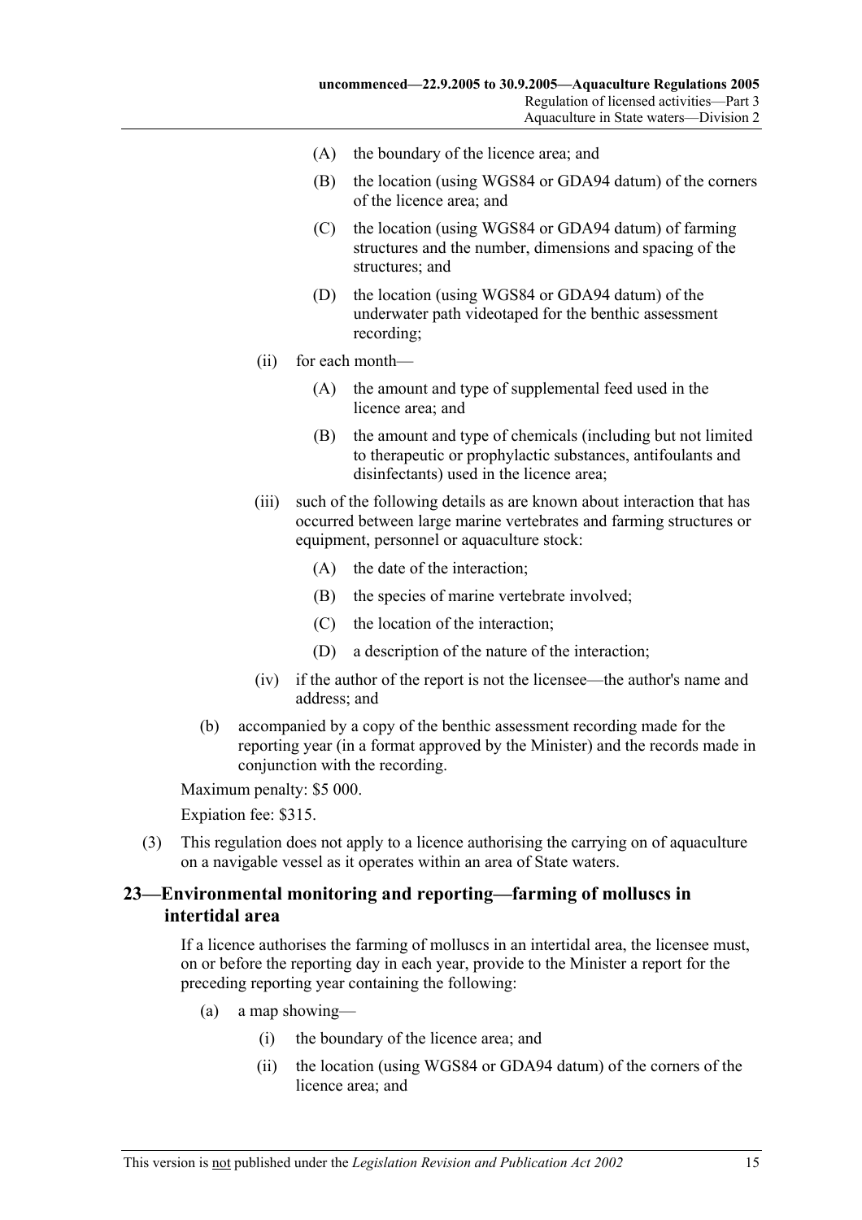(A) the boundary of the licence area; and

(B) the location (using WGS84 or GDA94 datum) of the corners of the licence area; and

(C) the location (using WGS84 or GDA94 datum) of farming structures and the number, dimensions and spacing of the structures; and

(D) the location (using WGS84 or GDA94 datum) of the underwater path videotaped for the benthic assessment recording;

(ii) for each month—

(A) the amount and type of supplemental feed used in the licence area; and

(B) the amount and type of chemicals (including but not limited to therapeutic or prophylactic substances, antifoulants and disinfectants) used in the licence area;

(iii) such of the following details as are known about interaction that has occurred between large marine vertebrates and farming structures or equipment, personnel or aquaculture stock:

(A) the date of the interaction;

(B) the species of marine vertebrate involved;

(C) the location of the interaction;

(D) a description of the nature of the interaction;

(iv) if the author of the report is not the licensee—the author's name and address; and

(b) accompanied by a copy of the benthic assessment recording made for the reporting year (in a format approved by the Minister) and the records made in conjunction with the recording.

Maximum penalty: $5 000.

Expiation fee: $315.

(3) This regulation does not apply to a licence authorising the carrying on of aquaculture on a navigable vessel as it operates within an area of State waters.

## 23—Environmental monitoring and reporting—farming of molluscs in intertidal area

If a licence authorises the farming of molluscs in an intertidal area, the licensee must, on or before the reporting day in each year, provide to the Minister a report for the preceding reporting year containing the following:

(a) a map showing—

(i) the boundary of the licence area; and

(ii) the location (using WGS84 or GDA94 datum) of the corners of the licence area; and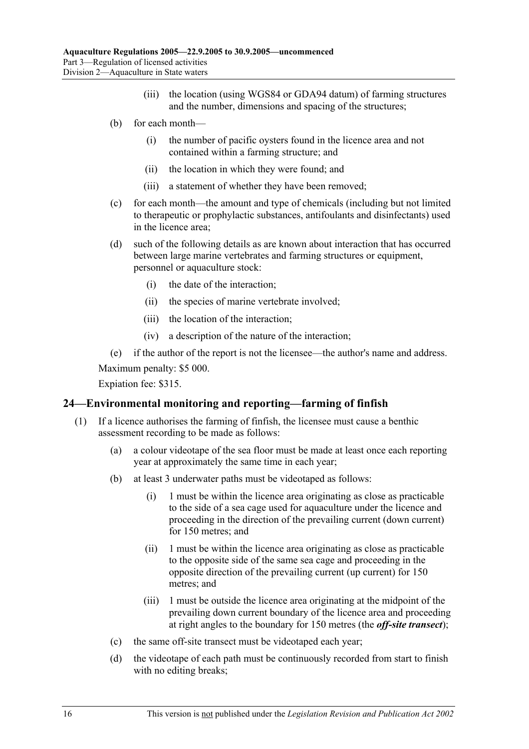(iii) the location (using WGS84 or GDA94 datum) of farming structures and the number, dimensions and spacing of the structures;

(b) for each month—

(i) the number of pacific oysters found in the licence area and not contained within a farming structure; and

(ii) the location in which they were found; and

(iii) a statement of whether they have been removed;

(c) for each month—the amount and type of chemicals (including but not limited to therapeutic or prophylactic substances, antifoulants and disinfectants) used in the licence area;

(d) such of the following details as are known about interaction that has occurred between large marine vertebrates and farming structures or equipment, personnel or aquaculture stock:

(i) the date of the interaction;

(ii) the species of marine vertebrate involved;

(iii) the location of the interaction;

(iv) a description of the nature of the interaction;

(e) if the author of the report is not the licensee—the author's name and address.

Maximum penalty: $5 000.

Expiation fee: $315.

## 24—Environmental monitoring and reporting—farming of finfish

(1) If a licence authorises the farming of finfish, the licensee must cause a benthic assessment recording to be made as follows:

(a) a colour videotape of the sea floor must be made at least once each reporting year at approximately the same time in each year;

(b) at least 3 underwater paths must be videotaped as follows:

(i) 1 must be within the licence area originating as close as practicable to the side of a sea cage used for aquaculture under the licence and proceeding in the direction of the prevailing current (down current) for 150 metres; and

(ii) 1 must be within the licence area originating as close as practicable to the opposite side of the same sea cage and proceeding in the opposite direction of the prevailing current (up current) for 150 metres; and

(iii) 1 must be outside the licence area originating at the midpoint of the prevailing down current boundary of the licence area and proceeding at right angles to the boundary for 150 metres (the ***off-site transect***);

(c) the same off-site transect must be videotaped each year;

(d) the videotape of each path must be continuously recorded from start to finish with no editing breaks;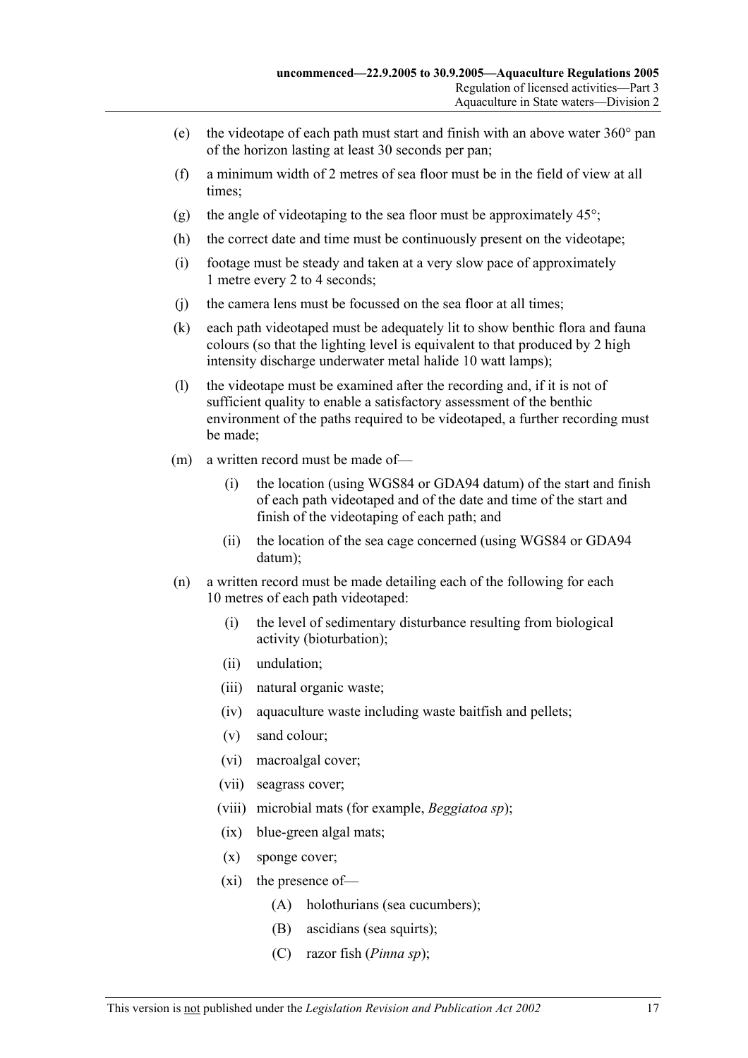(e) the videotape of each path must start and finish with an above water 360° pan of the horizon lasting at least 30 seconds per pan;

(f) a minimum width of 2 metres of sea floor must be in the field of view at all times;

(g) the angle of videotaping to the sea floor must be approximately 45°;

(h) the correct date and time must be continuously present on the videotape;

(i) footage must be steady and taken at a very slow pace of approximately 1 metre every 2 to 4 seconds;

(j) the camera lens must be focussed on the sea floor at all times;

(k) each path videotaped must be adequately lit to show benthic flora and fauna colours (so that the lighting level is equivalent to that produced by 2 high intensity discharge underwater metal halide 10 watt lamps);

(l) the videotape must be examined after the recording and, if it is not of sufficient quality to enable a satisfactory assessment of the benthic environment of the paths required to be videotaped, a further recording must be made;

(m) a written record must be made of—

  (i) the location (using WGS84 or GDA94 datum) of the start and finish of each path videotaped and of the date and time of the start and finish of the videotaping of each path; and

  (ii) the location of the sea cage concerned (using WGS84 or GDA94 datum);

(n) a written record must be made detailing each of the following for each 10 metres of each path videotaped:

  (i) the level of sedimentary disturbance resulting from biological activity (bioturbation);

  (ii) undulation;

  (iii) natural organic waste;

  (iv) aquaculture waste including waste baitfish and pellets;

  (v) sand colour;

  (vi) macroalgal cover;

  (vii) seagrass cover;

  (viii) microbial mats (for example, *Beggiatoa sp*);

  (ix) blue-green algal mats;

  (x) sponge cover;

  (xi) the presence of—

    (A) holothurians (sea cucumbers);

    (B) ascidians (sea squirts);

    (C) razor fish (*Pinna sp*);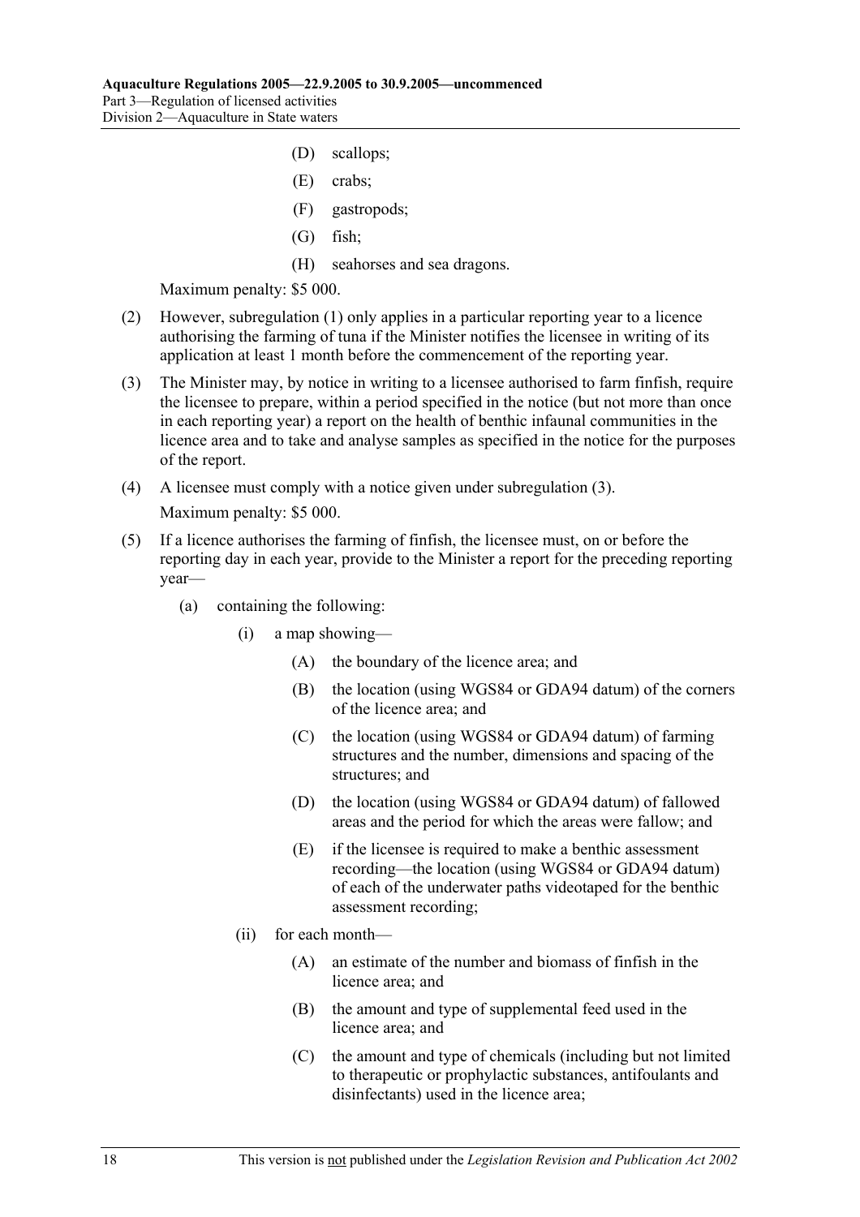(D) scallops;

(E) crabs;

(F) gastropods;

(G) fish;

(H) seahorses and sea dragons.

Maximum penalty: $5 000.

(2) However, subregulation (1) only applies in a particular reporting year to a licence authorising the farming of tuna if the Minister notifies the licensee in writing of its application at least 1 month before the commencement of the reporting year.

(3) The Minister may, by notice in writing to a licensee authorised to farm finfish, require the licensee to prepare, within a period specified in the notice (but not more than once in each reporting year) a report on the health of benthic infaunal communities in the licence area and to take and analyse samples as specified in the notice for the purposes of the report.

(4) A licensee must comply with a notice given under subregulation (3).

Maximum penalty: $5 000.

(5) If a licence authorises the farming of finfish, the licensee must, on or before the reporting day in each year, provide to the Minister a report for the preceding reporting year—

(a) containing the following:

(i) a map showing—

(A) the boundary of the licence area; and

(B) the location (using WGS84 or GDA94 datum) of the corners of the licence area; and

(C) the location (using WGS84 or GDA94 datum) of farming structures and the number, dimensions and spacing of the structures; and

(D) the location (using WGS84 or GDA94 datum) of fallowed areas and the period for which the areas were fallow; and

(E) if the licensee is required to make a benthic assessment recording—the location (using WGS84 or GDA94 datum) of each of the underwater paths videotaped for the benthic assessment recording;

(ii) for each month—

(A) an estimate of the number and biomass of finfish in the licence area; and

(B) the amount and type of supplemental feed used in the licence area; and

(C) the amount and type of chemicals (including but not limited to therapeutic or prophylactic substances, antifoulants and disinfectants) used in the licence area;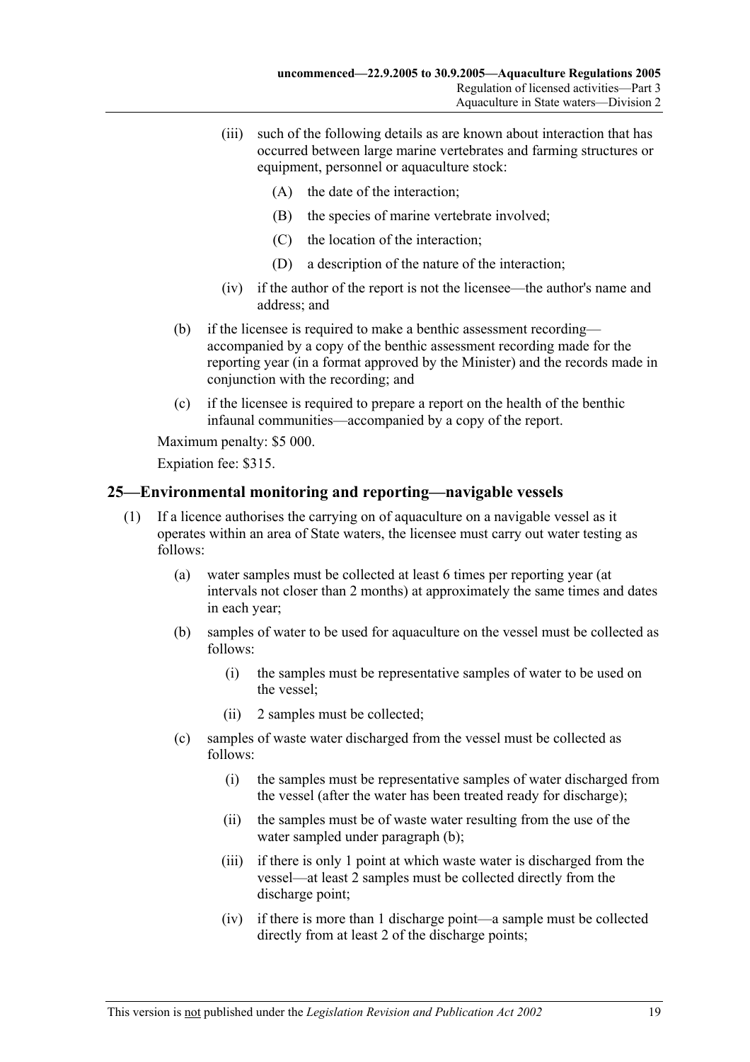(iii) such of the following details as are known about interaction that has occurred between large marine vertebrates and farming structures or equipment, personnel or aquaculture stock:

(A) the date of the interaction;

(B) the species of marine vertebrate involved;

(C) the location of the interaction;

(D) a description of the nature of the interaction;

(iv) if the author of the report is not the licensee—the author's name and address; and

(b) if the licensee is required to make a benthic assessment recording—accompanied by a copy of the benthic assessment recording made for the reporting year (in a format approved by the Minister) and the records made in conjunction with the recording; and

(c) if the licensee is required to prepare a report on the health of the benthic infaunal communities—accompanied by a copy of the report.

Maximum penalty: $5 000.

Expiation fee: $315.

## 25—Environmental monitoring and reporting—navigable vessels

(1) If a licence authorises the carrying on of aquaculture on a navigable vessel as it operates within an area of State waters, the licensee must carry out water testing as follows:

(a) water samples must be collected at least 6 times per reporting year (at intervals not closer than 2 months) at approximately the same times and dates in each year;

(b) samples of water to be used for aquaculture on the vessel must be collected as follows:

(i) the samples must be representative samples of water to be used on the vessel;

(ii) 2 samples must be collected;

(c) samples of waste water discharged from the vessel must be collected as follows:

(i) the samples must be representative samples of water discharged from the vessel (after the water has been treated ready for discharge);

(ii) the samples must be of waste water resulting from the use of the water sampled under paragraph (b);

(iii) if there is only 1 point at which waste water is discharged from the vessel—at least 2 samples must be collected directly from the discharge point;

(iv) if there is more than 1 discharge point—a sample must be collected directly from at least 2 of the discharge points;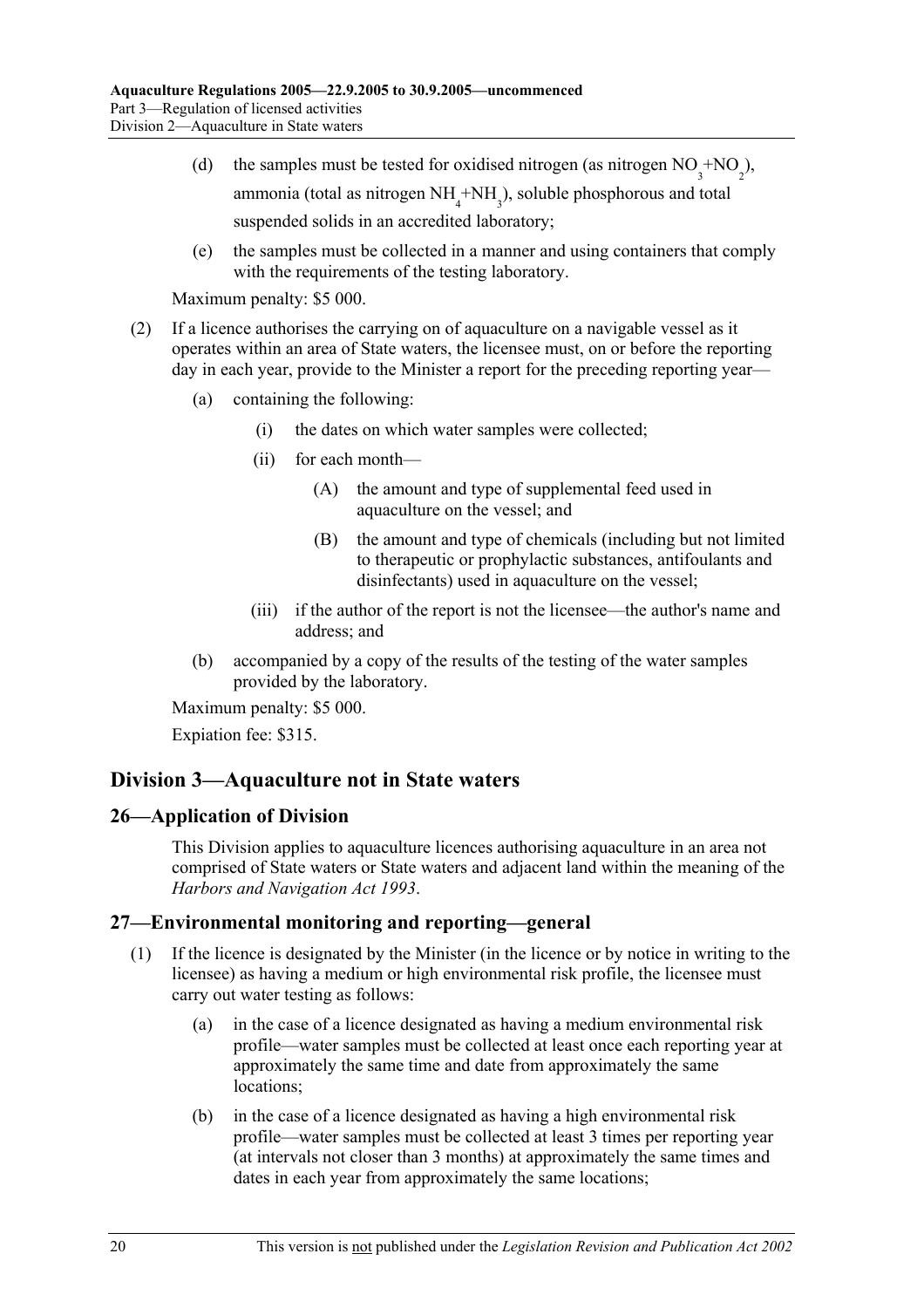(d) the samples must be tested for oxidised nitrogen (as nitrogen $NO_3$+$NO_2$), ammonia (total as nitrogen $NH_4$+$NH_3$), soluble phosphorous and total suspended solids in an accredited laboratory;

(e) the samples must be collected in a manner and using containers that comply with the requirements of the testing laboratory.

Maximum penalty: $5 000.

(2) If a licence authorises the carrying on of aquaculture on a navigable vessel as it operates within an area of State waters, the licensee must, on or before the reporting day in each year, provide to the Minister a report for the preceding reporting year—

(a) containing the following:

(i) the dates on which water samples were collected;

(ii) for each month—

(A) the amount and type of supplemental feed used in aquaculture on the vessel; and

(B) the amount and type of chemicals (including but not limited to therapeutic or prophylactic substances, antifoulants and disinfectants) used in aquaculture on the vessel;

(iii) if the author of the report is not the licensee—the author's name and address; and

(b) accompanied by a copy of the results of the testing of the water samples provided by the laboratory.

Maximum penalty: $5 000.

Expiation fee: $315.

## Division 3—Aquaculture not in State waters

### 26—Application of Division

This Division applies to aquaculture licences authorising aquaculture in an area not comprised of State waters or State waters and adjacent land within the meaning of the *Harbors and Navigation Act 1993*.

### 27—Environmental monitoring and reporting—general

(1) If the licence is designated by the Minister (in the licence or by notice in writing to the licensee) as having a medium or high environmental risk profile, the licensee must carry out water testing as follows:

(a) in the case of a licence designated as having a medium environmental risk profile—water samples must be collected at least once each reporting year at approximately the same time and date from approximately the same locations;

(b) in the case of a licence designated as having a high environmental risk profile—water samples must be collected at least 3 times per reporting year (at intervals not closer than 3 months) at approximately the same times and dates in each year from approximately the same locations;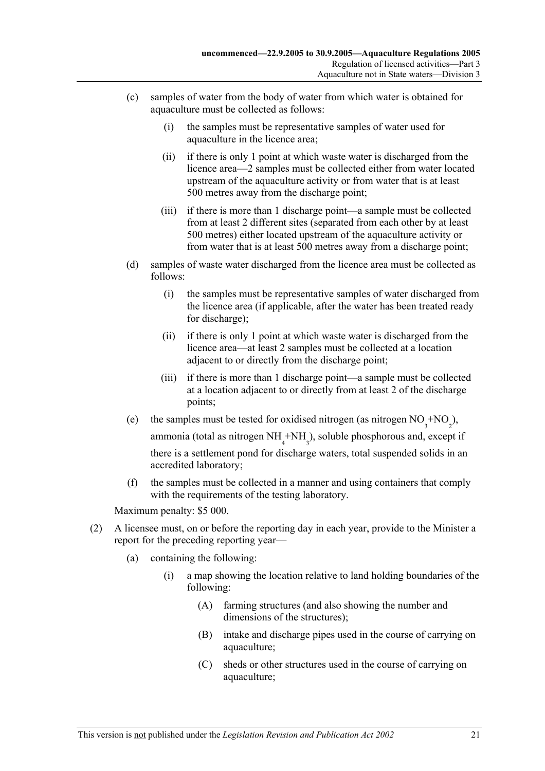(c) samples of water from the body of water from which water is obtained for aquaculture must be collected as follows:

(i) the samples must be representative samples of water used for aquaculture in the licence area;

(ii) if there is only 1 point at which waste water is discharged from the licence area—2 samples must be collected either from water located upstream of the aquaculture activity or from water that is at least 500 metres away from the discharge point;

(iii) if there is more than 1 discharge point—a sample must be collected from at least 2 different sites (separated from each other by at least 500 metres) either located upstream of the aquaculture activity or from water that is at least 500 metres away from a discharge point;

(d) samples of waste water discharged from the licence area must be collected as follows:

(i) the samples must be representative samples of water discharged from the licence area (if applicable, after the water has been treated ready for discharge);

(ii) if there is only 1 point at which waste water is discharged from the licence area—at least 2 samples must be collected at a location adjacent to or directly from the discharge point;

(iii) if there is more than 1 discharge point—a sample must be collected at a location adjacent to or directly from at least 2 of the discharge points;

(e) the samples must be tested for oxidised nitrogen (as nitrogen $NO_3$+$NO_2$), ammonia (total as nitrogen $NH_4$+$NH_3$), soluble phosphorous and, except if there is a settlement pond for discharge waters, total suspended solids in an accredited laboratory;

(f) the samples must be collected in a manner and using containers that comply with the requirements of the testing laboratory.

Maximum penalty: $5 000.

(2) A licensee must, on or before the reporting day in each year, provide to the Minister a report for the preceding reporting year—

(a) containing the following:

(i) a map showing the location relative to land holding boundaries of the following:

(A) farming structures (and also showing the number and dimensions of the structures);

(B) intake and discharge pipes used in the course of carrying on aquaculture;

(C) sheds or other structures used in the course of carrying on aquaculture;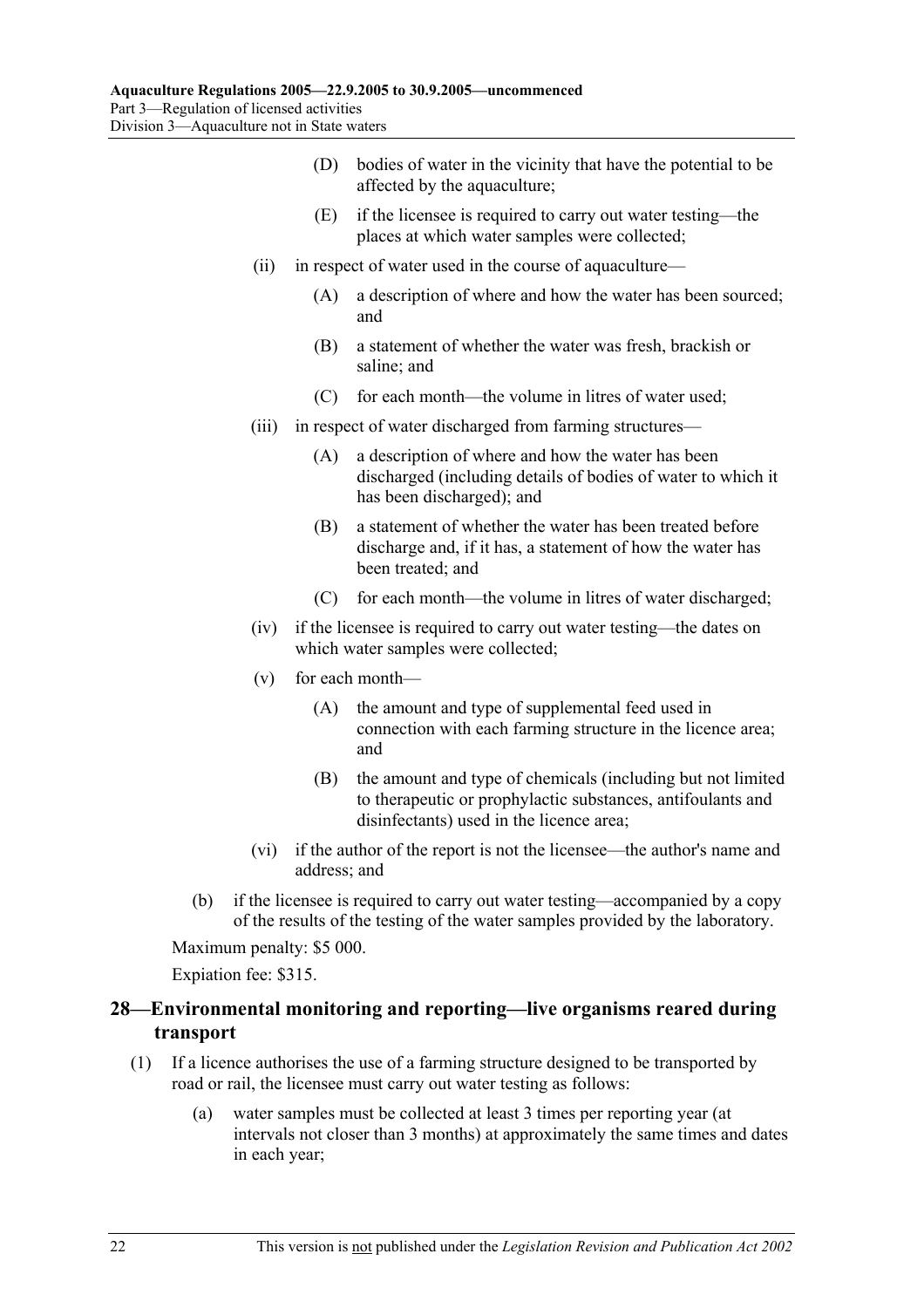(D) bodies of water in the vicinity that have the potential to be affected by the aquaculture;

(E) if the licensee is required to carry out water testing—the places at which water samples were collected;

(ii) in respect of water used in the course of aquaculture—

(A) a description of where and how the water has been sourced; and

(B) a statement of whether the water was fresh, brackish or saline; and

(C) for each month—the volume in litres of water used;

(iii) in respect of water discharged from farming structures—

(A) a description of where and how the water has been discharged (including details of bodies of water to which it has been discharged); and

(B) a statement of whether the water has been treated before discharge and, if it has, a statement of how the water has been treated; and

(C) for each month—the volume in litres of water discharged;

(iv) if the licensee is required to carry out water testing—the dates on which water samples were collected;

(v) for each month—

(A) the amount and type of supplemental feed used in connection with each farming structure in the licence area; and

(B) the amount and type of chemicals (including but not limited to therapeutic or prophylactic substances, antifoulants and disinfectants) used in the licence area;

(vi) if the author of the report is not the licensee—the author's name and address; and

(b) if the licensee is required to carry out water testing—accompanied by a copy of the results of the testing of the water samples provided by the laboratory.

Maximum penalty: $5 000.

Expiation fee: $315.

## 28—Environmental monitoring and reporting—live organisms reared during transport

(1) If a licence authorises the use of a farming structure designed to be transported by road or rail, the licensee must carry out water testing as follows:

(a) water samples must be collected at least 3 times per reporting year (at intervals not closer than 3 months) at approximately the same times and dates in each year;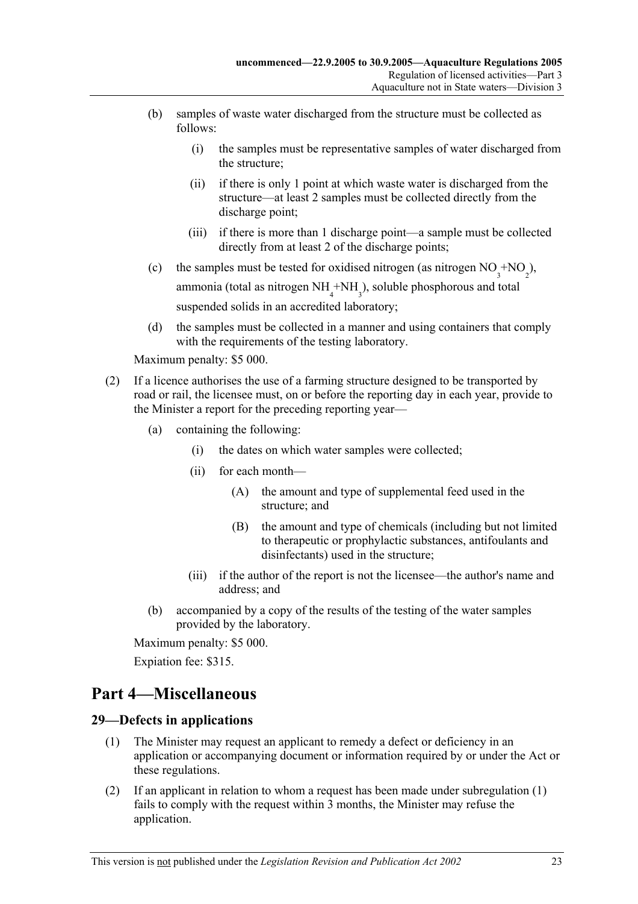(b) samples of waste water discharged from the structure must be collected as follows:

(i) the samples must be representative samples of water discharged from the structure;

(ii) if there is only 1 point at which waste water is discharged from the structure—at least 2 samples must be collected directly from the discharge point;

(iii) if there is more than 1 discharge point—a sample must be collected directly from at least 2 of the discharge points;

(c) the samples must be tested for oxidised nitrogen (as nitrogen $NO_3$+$NO_2$), ammonia (total as nitrogen $NH_4$+$NH_3$), soluble phosphorous and total suspended solids in an accredited laboratory;

(d) the samples must be collected in a manner and using containers that comply with the requirements of the testing laboratory.

Maximum penalty: $5 000.

(2) If a licence authorises the use of a farming structure designed to be transported by road or rail, the licensee must, on or before the reporting day in each year, provide to the Minister a report for the preceding reporting year—

(a) containing the following:

(i) the dates on which water samples were collected;

(ii) for each month—

(A) the amount and type of supplemental feed used in the structure; and

(B) the amount and type of chemicals (including but not limited to therapeutic or prophylactic substances, antifoulants and disinfectants) used in the structure;

(iii) if the author of the report is not the licensee—the author's name and address; and

(b) accompanied by a copy of the results of the testing of the water samples provided by the laboratory.

Maximum penalty: $5 000.

Expiation fee: $315.

# Part 4—Miscellaneous

## 29—Defects in applications

(1) The Minister may request an applicant to remedy a defect or deficiency in an application or accompanying document or information required by or under the Act or these regulations.

(2) If an applicant in relation to whom a request has been made under subregulation (1) fails to comply with the request within 3 months, the Minister may refuse the application.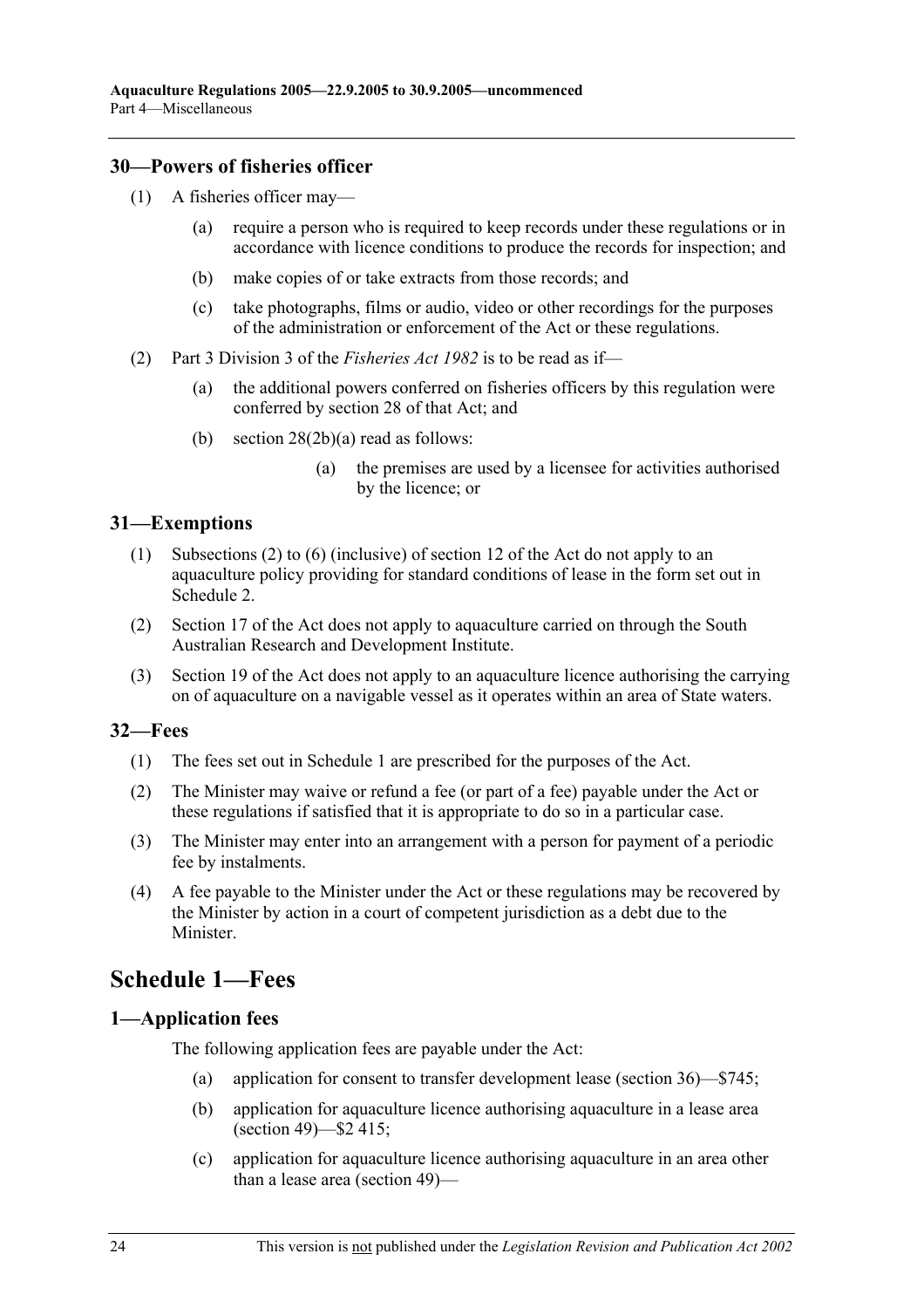### 30—Powers of fisheries officer

(1) A fisheries officer may—

- (a) require a person who is required to keep records under these regulations or in accordance with licence conditions to produce the records for inspection; and
- (b) make copies of or take extracts from those records; and
- (c) take photographs, films or audio, video or other recordings for the purposes of the administration or enforcement of the Act or these regulations.

(2) Part 3 Division 3 of the *Fisheries Act 1982* is to be read as if—

- (a) the additional powers conferred on fisheries officers by this regulation were conferred by section 28 of that Act; and
- (b) section 28(2b)(a) read as follows:
  - (a) the premises are used by a licensee for activities authorised by the licence; or

### 31—Exemptions

(1) Subsections (2) to (6) (inclusive) of section 12 of the Act do not apply to an aquaculture policy providing for standard conditions of lease in the form set out in Schedule 2.

(2) Section 17 of the Act does not apply to aquaculture carried on through the South Australian Research and Development Institute.

(3) Section 19 of the Act does not apply to an aquaculture licence authorising the carrying on of aquaculture on a navigable vessel as it operates within an area of State waters.

### 32—Fees

(1) The fees set out in Schedule 1 are prescribed for the purposes of the Act.

(2) The Minister may waive or refund a fee (or part of a fee) payable under the Act or these regulations if satisfied that it is appropriate to do so in a particular case.

(3) The Minister may enter into an arrangement with a person for payment of a periodic fee by instalments.

(4) A fee payable to the Minister under the Act or these regulations may be recovered by the Minister by action in a court of competent jurisdiction as a debt due to the Minister.

# Schedule 1—Fees

### 1—Application fees

The following application fees are payable under the Act:

- (a) application for consent to transfer development lease (section 36)—$745;
- (b) application for aquaculture licence authorising aquaculture in a lease area (section 49)—$2 415;
- (c) application for aquaculture licence authorising aquaculture in an area other than a lease area (section 49)—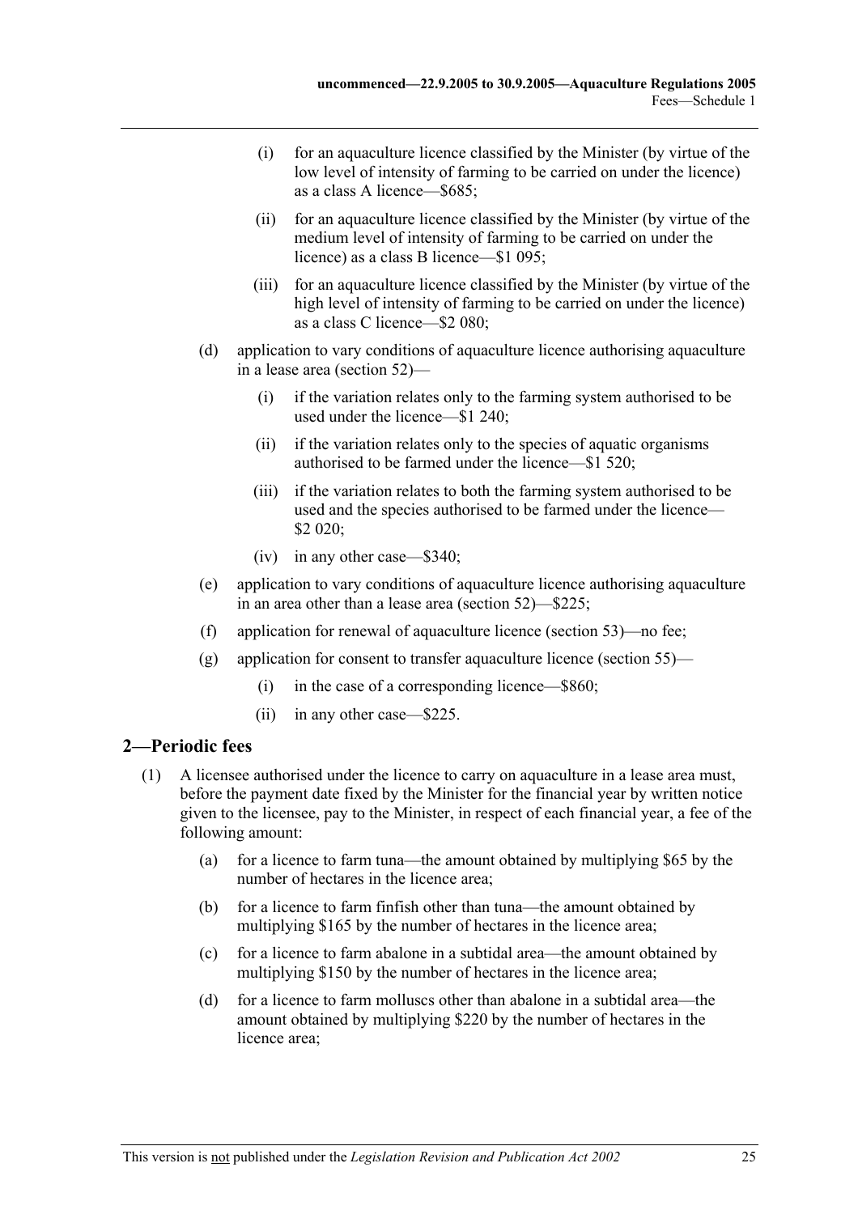(i) for an aquaculture licence classified by the Minister (by virtue of the low level of intensity of farming to be carried on under the licence) as a class A licence—$685;

(ii) for an aquaculture licence classified by the Minister (by virtue of the medium level of intensity of farming to be carried on under the licence) as a class B licence—$1 095;

(iii) for an aquaculture licence classified by the Minister (by virtue of the high level of intensity of farming to be carried on under the licence) as a class C licence—$2 080;

(d) application to vary conditions of aquaculture licence authorising aquaculture in a lease area (section 52)—

(i) if the variation relates only to the farming system authorised to be used under the licence—$1 240;

(ii) if the variation relates only to the species of aquatic organisms authorised to be farmed under the licence—$1 520;

(iii) if the variation relates to both the farming system authorised to be used and the species authorised to be farmed under the licence—$2 020;

(iv) in any other case—$340;

(e) application to vary conditions of aquaculture licence authorising aquaculture in an area other than a lease area (section 52)—$225;

(f) application for renewal of aquaculture licence (section 53)—no fee;

(g) application for consent to transfer aquaculture licence (section 55)—

(i) in the case of a corresponding licence—$860;

(ii) in any other case—$225.

## 2—Periodic fees

(1) A licensee authorised under the licence to carry on aquaculture in a lease area must, before the payment date fixed by the Minister for the financial year by written notice given to the licensee, pay to the Minister, in respect of each financial year, a fee of the following amount:

(a) for a licence to farm tuna—the amount obtained by multiplying $65 by the number of hectares in the licence area;

(b) for a licence to farm finfish other than tuna—the amount obtained by multiplying $165 by the number of hectares in the licence area;

(c) for a licence to farm abalone in a subtidal area—the amount obtained by multiplying $150 by the number of hectares in the licence area;

(d) for a licence to farm molluscs other than abalone in a subtidal area—the amount obtained by multiplying $220 by the number of hectares in the licence area;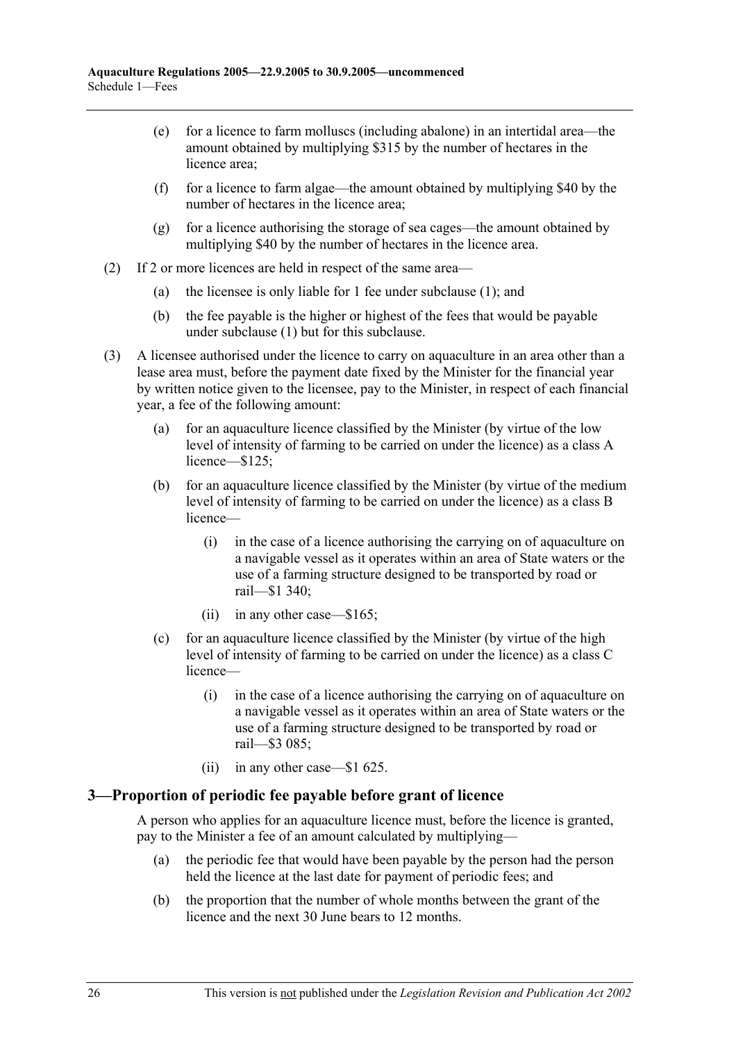(e) for a licence to farm molluscs (including abalone) in an intertidal area—the amount obtained by multiplying $315 by the number of hectares in the licence area;

(f) for a licence to farm algae—the amount obtained by multiplying $40 by the number of hectares in the licence area;

(g) for a licence authorising the storage of sea cages—the amount obtained by multiplying $40 by the number of hectares in the licence area.

(2) If 2 or more licences are held in respect of the same area—

(a) the licensee is only liable for 1 fee under subclause (1); and

(b) the fee payable is the higher or highest of the fees that would be payable under subclause (1) but for this subclause.

(3) A licensee authorised under the licence to carry on aquaculture in an area other than a lease area must, before the payment date fixed by the Minister for the financial year by written notice given to the licensee, pay to the Minister, in respect of each financial year, a fee of the following amount:

(a) for an aquaculture licence classified by the Minister (by virtue of the low level of intensity of farming to be carried on under the licence) as a class A licence—$125;

(b) for an aquaculture licence classified by the Minister (by virtue of the medium level of intensity of farming to be carried on under the licence) as a class B licence—

(i) in the case of a licence authorising the carrying on of aquaculture on a navigable vessel as it operates within an area of State waters or the use of a farming structure designed to be transported by road or rail—$1 340;

(ii) in any other case—$165;

(c) for an aquaculture licence classified by the Minister (by virtue of the high level of intensity of farming to be carried on under the licence) as a class C licence—

(i) in the case of a licence authorising the carrying on of aquaculture on a navigable vessel as it operates within an area of State waters or the use of a farming structure designed to be transported by road or rail—$3 085;

(ii) in any other case—$1 625.

## 3—Proportion of periodic fee payable before grant of licence

A person who applies for an aquaculture licence must, before the licence is granted, pay to the Minister a fee of an amount calculated by multiplying—

(a) the periodic fee that would have been payable by the person had the person held the licence at the last date for payment of periodic fees; and

(b) the proportion that the number of whole months between the grant of the licence and the next 30 June bears to 12 months.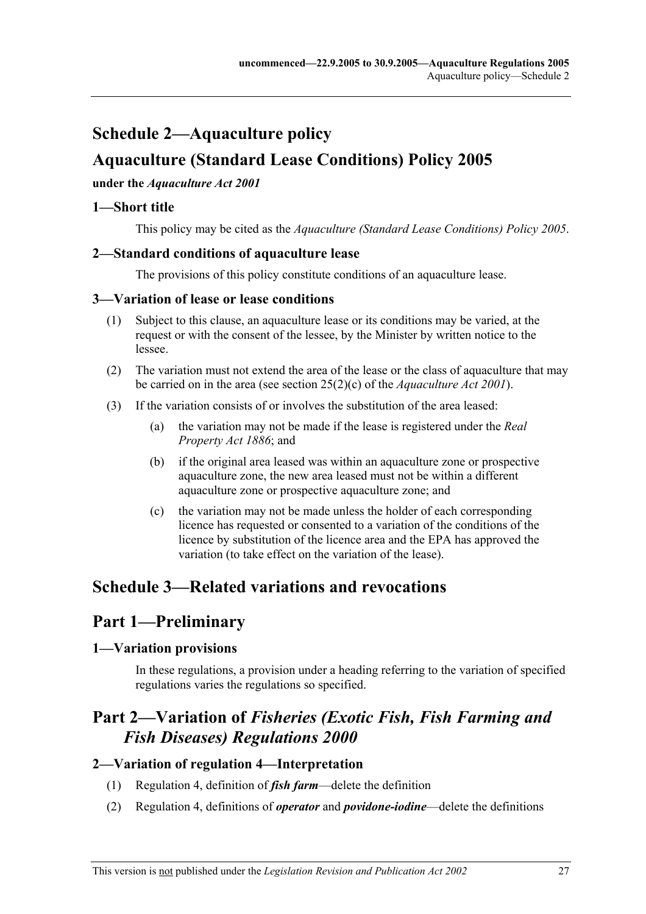# Schedule 2—Aquaculture policy

# Aquaculture (Standard Lease Conditions) Policy 2005

**under the *Aquaculture Act 2001***

### 1—Short title

This policy may be cited as the *Aquaculture (Standard Lease Conditions) Policy 2005*.

### 2—Standard conditions of aquaculture lease

The provisions of this policy constitute conditions of an aquaculture lease.

### 3—Variation of lease or lease conditions

(1) Subject to this clause, an aquaculture lease or its conditions may be varied, at the request or with the consent of the lessee, by the Minister by written notice to the lessee.

(2) The variation must not extend the area of the lease or the class of aquaculture that may be carried on in the area (see section 25(2)(c) of the *Aquaculture Act 2001*).

(3) If the variation consists of or involves the substitution of the area leased:

(a) the variation may not be made if the lease is registered under the *Real Property Act 1886*; and

(b) if the original area leased was within an aquaculture zone or prospective aquaculture zone, the new area leased must not be within a different aquaculture zone or prospective aquaculture zone; and

(c) the variation may not be made unless the holder of each corresponding licence has requested or consented to a variation of the conditions of the licence by substitution of the licence area and the EPA has approved the variation (to take effect on the variation of the lease).

# Schedule 3—Related variations and revocations

# Part 1—Preliminary

### 1—Variation provisions

In these regulations, a provision under a heading referring to the variation of specified regulations varies the regulations so specified.

# Part 2—Variation of *Fisheries (Exotic Fish, Fish Farming and Fish Diseases) Regulations 2000*

### 2—Variation of regulation 4—Interpretation

(1) Regulation 4, definition of ***fish farm***—delete the definition

(2) Regulation 4, definitions of ***operator*** and ***povidone-iodine***—delete the definitions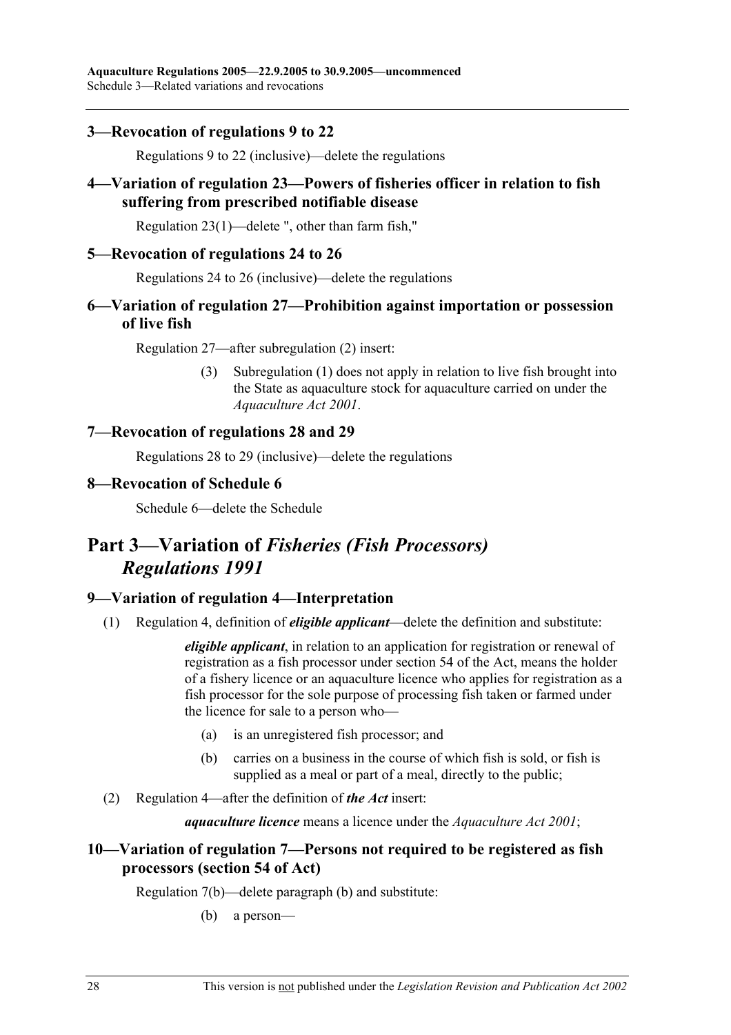### 3—Revocation of regulations 9 to 22

Regulations 9 to 22 (inclusive)—delete the regulations

### 4—Variation of regulation 23—Powers of fisheries officer in relation to fish suffering from prescribed notifiable disease

Regulation 23(1)—delete ", other than farm fish,"

### 5—Revocation of regulations 24 to 26

Regulations 24 to 26 (inclusive)—delete the regulations

### 6—Variation of regulation 27—Prohibition against importation or possession of live fish

Regulation 27—after subregulation (2) insert:

> (3) Subregulation (1) does not apply in relation to live fish brought into the State as aquaculture stock for aquaculture carried on under the *Aquaculture Act 2001*.

### 7—Revocation of regulations 28 and 29

Regulations 28 to 29 (inclusive)—delete the regulations

### 8—Revocation of Schedule 6

Schedule 6—delete the Schedule

## Part 3—Variation of *Fisheries (Fish Processors) Regulations 1991*

### 9—Variation of regulation 4—Interpretation

(1) Regulation 4, definition of ***eligible applicant***—delete the definition and substitute:

> ***eligible applicant***, in relation to an application for registration or renewal of registration as a fish processor under section 54 of the Act, means the holder of a fishery licence or an aquaculture licence who applies for registration as a fish processor for the sole purpose of processing fish taken or farmed under the licence for sale to a person who—
>
> (a) is an unregistered fish processor; and
>
> (b) carries on a business in the course of which fish is sold, or fish is supplied as a meal or part of a meal, directly to the public;

(2) Regulation 4—after the definition of ***the Act*** insert:

> ***aquaculture licence*** means a licence under the *Aquaculture Act 2001*;

### 10—Variation of regulation 7—Persons not required to be registered as fish processors (section 54 of Act)

Regulation 7(b)—delete paragraph (b) and substitute:

> (b) a person—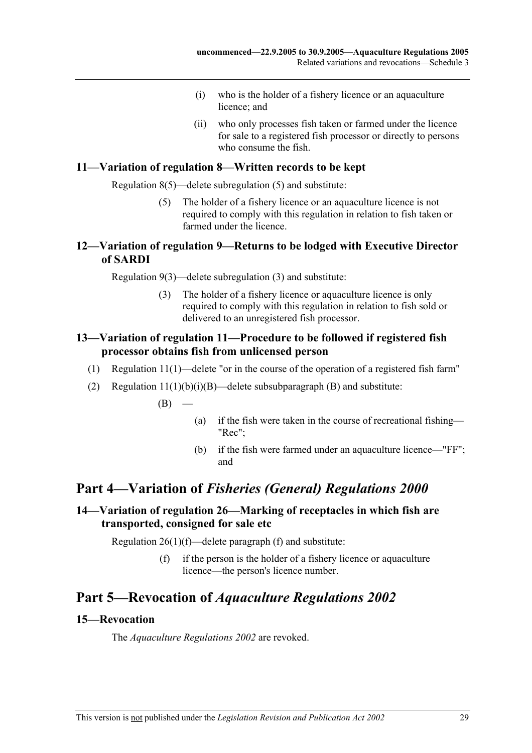(i) who is the holder of a fishery licence or an aquaculture licence; and

(ii) who only processes fish taken or farmed under the licence for sale to a registered fish processor or directly to persons who consume the fish.

### 11—Variation of regulation 8—Written records to be kept

Regulation 8(5)—delete subregulation (5) and substitute:

(5) The holder of a fishery licence or an aquaculture licence is not required to comply with this regulation in relation to fish taken or farmed under the licence.

### 12—Variation of regulation 9—Returns to be lodged with Executive Director of SARDI

Regulation 9(3)—delete subregulation (3) and substitute:

(3) The holder of a fishery licence or aquaculture licence is only required to comply with this regulation in relation to fish sold or delivered to an unregistered fish processor.

### 13—Variation of regulation 11—Procedure to be followed if registered fish processor obtains fish from unlicensed person

(1) Regulation 11(1)—delete "or in the course of the operation of a registered fish farm"

(2) Regulation 11(1)(b)(i)(B)—delete subsubparagraph (B) and substitute:

(B) —

(a) if the fish were taken in the course of recreational fishing—"Rec";

(b) if the fish were farmed under an aquaculture licence—"FF"; and

## Part 4—Variation of *Fisheries (General) Regulations 2000*

### 14—Variation of regulation 26—Marking of receptacles in which fish are transported, consigned for sale etc

Regulation 26(1)(f)—delete paragraph (f) and substitute:

(f) if the person is the holder of a fishery licence or aquaculture licence—the person's licence number.

## Part 5—Revocation of *Aquaculture Regulations 2002*

### 15—Revocation

The *Aquaculture Regulations 2002* are revoked.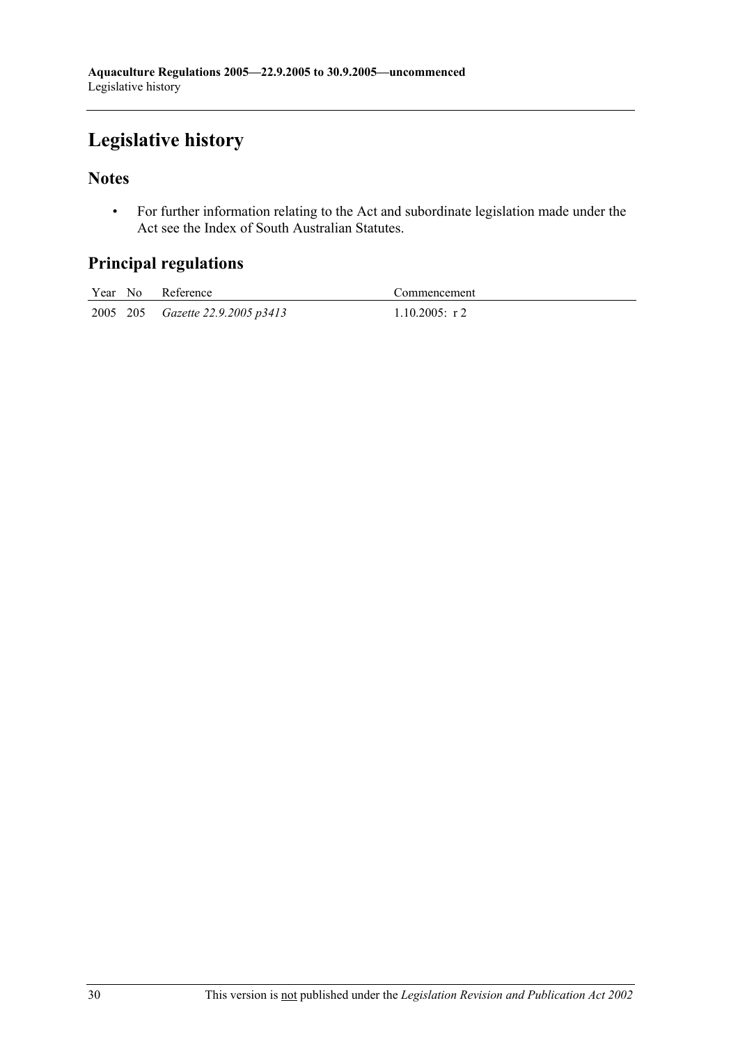# Legislative history

## Notes

- For further information relating to the Act and subordinate legislation made under the Act see the Index of South Australian Statutes.

## Principal regulations

| Year | No | Reference | Commencement |
|---|---|---|---|
| 2005 | 205 | *Gazette 22.9.2005 p3413* | 1.10.2005: r 2 |